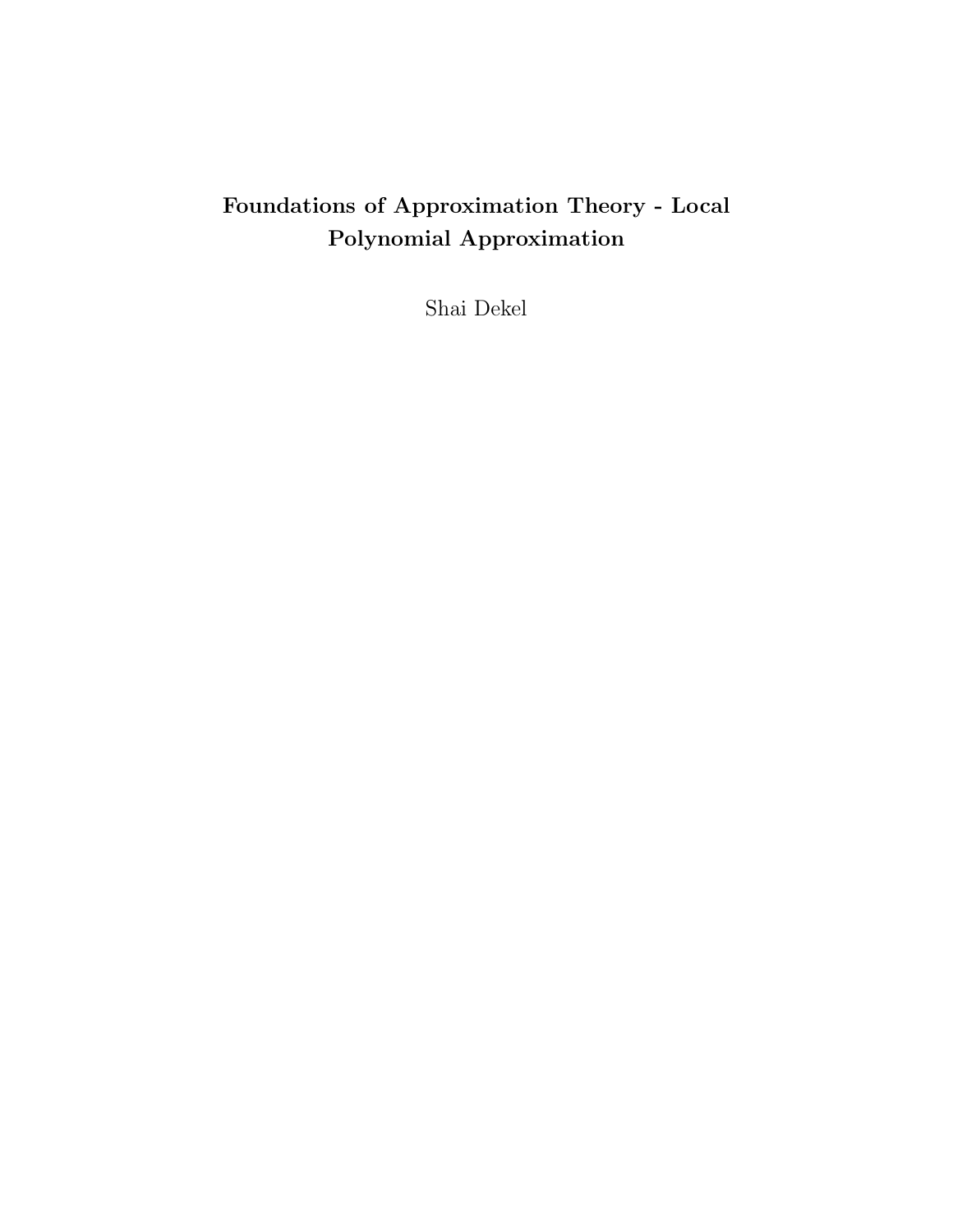# Foundations of Approximation Theory - Local Polynomial Approximation

Shai Dekel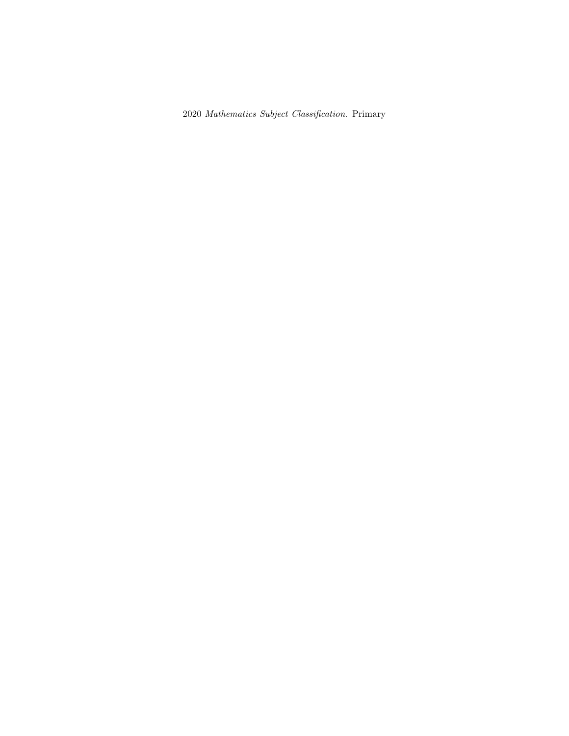2020 *Mathematics Subject Classification*. Primary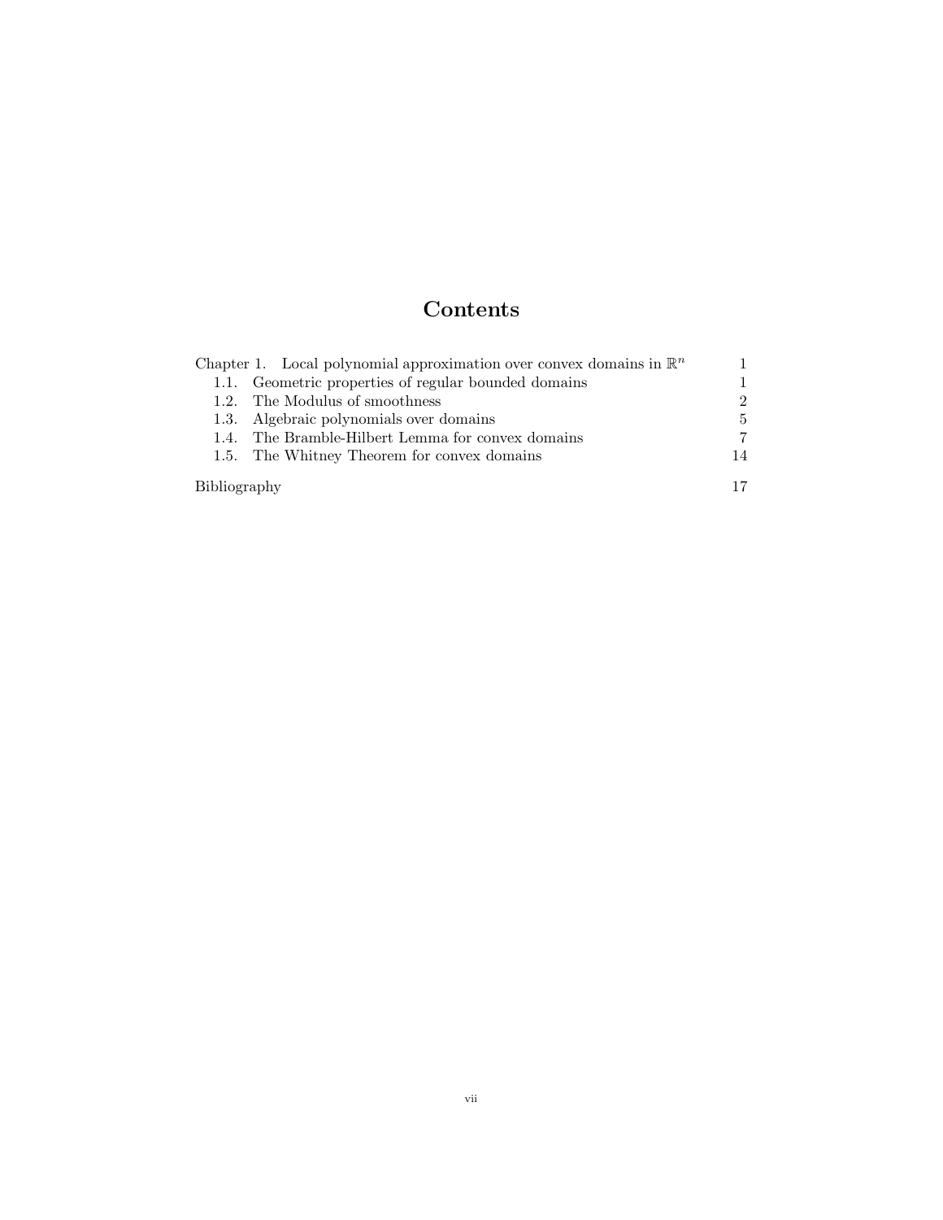# Contents

| | |
|---|---|
| Chapter 1. Local polynomial approximation over convex domains in $\mathbb{R}^n$ | 1 |
| 1.1. Geometric properties of regular bounded domains | 1 |
| 1.2. The Modulus of smoothness | 2 |
| 1.3. Algebraic polynomials over domains | 5 |
| 1.4. The Bramble-Hilbert Lemma for convex domains | 7 |
| 1.5. The Whitney Theorem for convex domains | 14 |
| Bibliography | 17 |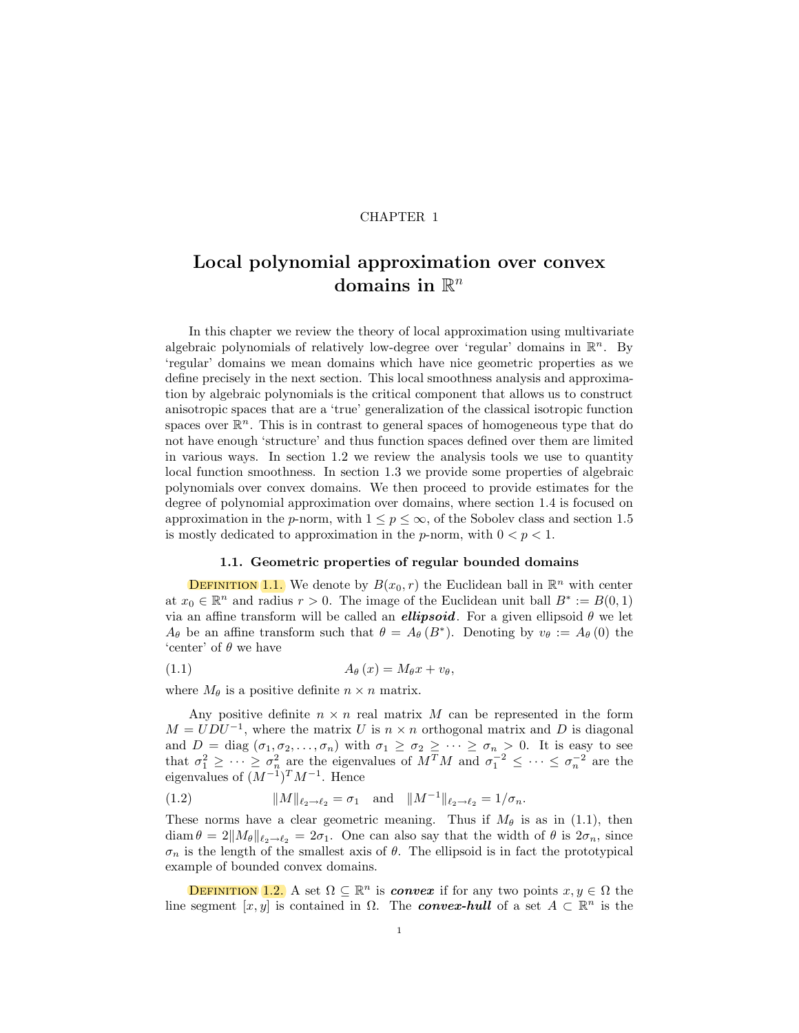CHAPTER 1

# Local polynomial approximation over convex domains in $\mathbb{R}^n$

In this chapter we review the theory of local approximation using multivariate algebraic polynomials of relatively low-degree over 'regular' domains in $\mathbb{R}^n$. By 'regular' domains we mean domains which have nice geometric properties as we define precisely in the next section. This local smoothness analysis and approximation by algebraic polynomials is the critical component that allows us to construct anisotropic spaces that are a 'true' generalization of the classical isotropic function spaces over $\mathbb{R}^n$. This is in contrast to general spaces of homogeneous type that do not have enough 'structure' and thus function spaces defined over them are limited in various ways. In section 1.2 we review the analysis tools we use to quantity local function smoothness. In section 1.3 we provide some properties of algebraic polynomials over convex domains. We then proceed to provide estimates for the degree of polynomial approximation over domains, where section 1.4 is focused on approximation in the $p$-norm, with $1 \le p \le \infty$, of the Sobolev class and section 1.5 is mostly dedicated to approximation in the $p$-norm, with $0 < p < 1$.

## 1.1. Geometric properties of regular bounded domains

Definition 1.1. We denote by $B(x_0, r)$ the Euclidean ball in $\mathbb{R}^n$ with center at $x_0 \in \mathbb{R}^n$ and radius $r > 0$. The image of the Euclidean unit ball $B^* := B(0,1)$ via an affine transform will be called an ***ellipsoid***. For a given ellipsoid $\theta$ we let $A_\theta$ be an affine transform such that $\theta = A_\theta(B^*)$. Denoting by $v_\theta := A_\theta(0)$ the 'center' of $\theta$ we have

$$A_\theta(x) = M_\theta x + v_\theta, \tag{1.1}$$

where $M_\theta$ is a positive definite $n \times n$ matrix.

Any positive definite $n \times n$ real matrix $M$ can be represented in the form $M = UDU^{-1}$, where the matrix $U$ is $n \times n$ orthogonal matrix and $D$ is diagonal and $D = \operatorname{diag}(\sigma_1, \sigma_2, \ldots, \sigma_n)$ with $\sigma_1 \ge \sigma_2 \ge \cdots \ge \sigma_n > 0$. It is easy to see that $\sigma_1^2 \ge \cdots \ge \sigma_n^2$ are the eigenvalues of $M^T M$ and $\sigma_1^{-2} \le \cdots \le \sigma_n^{-2}$ are the eigenvalues of $(M^{-1})^T M^{-1}$. Hence

$$\|M\|_{\ell_2 \to \ell_2} = \sigma_1 \quad \text{and} \quad \|M^{-1}\|_{\ell_2 \to \ell_2} = 1/\sigma_n. \tag{1.2}$$

These norms have a clear geometric meaning. Thus if $M_\theta$ is as in (1.1), then $\operatorname{diam} \theta = 2\|M_\theta\|_{\ell_2 \to \ell_2} = 2\sigma_1$. One can also say that the width of $\theta$ is $2\sigma_n$, since $\sigma_n$ is the length of the smallest axis of $\theta$. The ellipsoid is in fact the prototypical example of bounded convex domains.

Definition 1.2. A set $\Omega \subseteq \mathbb{R}^n$ is ***convex*** if for any two points $x, y \in \Omega$ the line segment $[x, y]$ is contained in $\Omega$. The ***convex-hull*** of a set $A \subset \mathbb{R}^n$ is the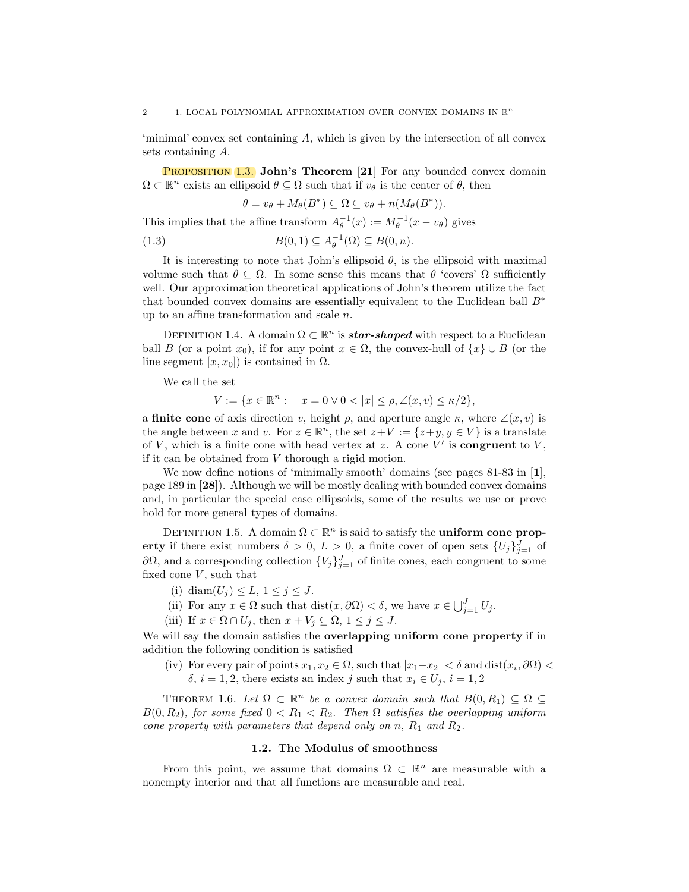'minimal' convex set containing $A$, which is given by the intersection of all convex sets containing $A$.

Proposition 1.3. **John's Theorem** [**21**] For any bounded convex domain $\Omega \subset \mathbb{R}^n$ exists an ellipsoid $\theta \subseteq \Omega$ such that if $v_\theta$ is the center of $\theta$, then

$$\theta = v_\theta + M_\theta(B^*) \subseteq \Omega \subseteq v_\theta + n(M_\theta(B^*)).$$

This implies that the affine transform $A_\theta^{-1}(x) := M_\theta^{-1}(x - v_\theta)$ gives

$$B(0,1) \subseteq A_\theta^{-1}(\Omega) \subseteq B(0,n). \tag{1.3}$$

It is interesting to note that John's ellipsoid $\theta$, is the ellipsoid with maximal volume such that $\theta \subseteq \Omega$. In some sense this means that $\theta$ 'covers' $\Omega$ sufficiently well. Our approximation theoretical applications of John's theorem utilize the fact that bounded convex domains are essentially equivalent to the Euclidean ball $B^*$ up to an affine transformation and scale $n$.

Definition 1.4. A domain $\Omega \subset \mathbb{R}^n$ is ***star-shaped*** with respect to a Euclidean ball $B$ (or a point $x_0$), if for any point $x \in \Omega$, the convex-hull of $\{x\} \cup B$ (or the line segment $[x, x_0]$) is contained in $\Omega$.

We call the set

$$V := \{x \in \mathbb{R}^n : \quad x = 0 \vee 0 < |x| \leq \rho, \angle(x,v) \leq \kappa/2\},$$

a **finite cone** of axis direction $v$, height $\rho$, and aperture angle $\kappa$, where $\angle(x,v)$ is the angle between $x$ and $v$. For $z \in \mathbb{R}^n$, the set $z + V := \{z + y, y \in V\}$ is a translate of $V$, which is a finite cone with head vertex at $z$. A cone $V'$ is **congruent** to $V$, if it can be obtained from $V$ thorough a rigid motion.

We now define notions of 'minimally smooth' domains (see pages 81-83 in [**1**], page 189 in [**28**]). Although we will be mostly dealing with bounded convex domains and, in particular the special case ellipsoids, some of the results we use or prove hold for more general types of domains.

Definition 1.5. A domain $\Omega \subset \mathbb{R}^n$ is said to satisfy the **uniform cone property** if there exist numbers $\delta > 0$, $L > 0$, a finite cover of open sets $\{U_j\}_{j=1}^J$ of $\partial\Omega$, and a corresponding collection $\{V_j\}_{j=1}^J$ of finite cones, each congruent to some fixed cone $V$, such that

(i) $\operatorname{diam}(U_j) \leq L$, $1 \leq j \leq J$.

(ii) For any $x \in \Omega$ such that $\operatorname{dist}(x, \partial\Omega) < \delta$, we have $x \in \bigcup_{j=1}^J U_j$.

(iii) If $x \in \Omega \cap U_j$, then $x + V_j \subseteq \Omega$, $1 \leq j \leq J$.

We will say the domain satisfies the **overlapping uniform cone property** if in addition the following condition is satisfied

(iv) For every pair of points $x_1, x_2 \in \Omega$, such that $|x_1 - x_2| < \delta$ and $\operatorname{dist}(x_i, \partial\Omega) < \delta$, $i = 1, 2$, there exists an index $j$ such that $x_i \in U_j$, $i = 1, 2$

Theorem 1.6. *Let $\Omega \subset \mathbb{R}^n$ be a convex domain such that $B(0, R_1) \subseteq \Omega \subseteq B(0, R_2)$, for some fixed $0 < R_1 < R_2$. Then $\Omega$ satisfies the overlapping uniform cone property with parameters that depend only on $n$, $R_1$ and $R_2$.*

### 1.2. The Modulus of smoothness

From this point, we assume that domains $\Omega \subset \mathbb{R}^n$ are measurable with a nonempty interior and that all functions are measurable and real.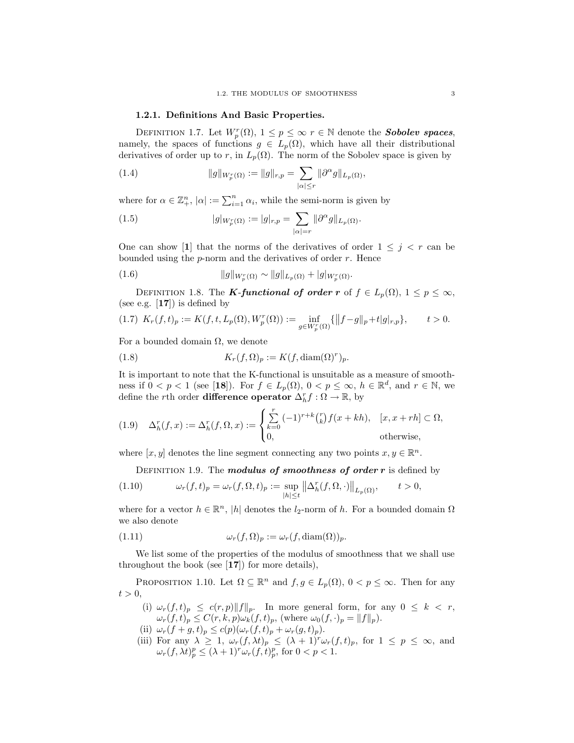### 1.2.1. Definitions And Basic Properties.

DEFINITION 1.7. Let $W_p^r(\Omega)$, $1 \le p \le \infty$ $r \in \mathbb{N}$ denote the ***Sobolev spaces***, namely, the spaces of functions $g \in L_p(\Omega)$, which have all their distributional derivatives of order up to $r$, in $L_p(\Omega)$. The norm of the Sobolev space is given by

$$\|g\|_{W_p^r(\Omega)} := \|g\|_{r,p} = \sum_{|\alpha| \le r} \|\partial^\alpha g\|_{L_p(\Omega)}, \tag{1.4}$$

where for $\alpha \in \mathbb{Z}_+^n$, $|\alpha| := \sum_{i=1}^n \alpha_i$, while the semi-norm is given by

$$|g|_{W_p^r(\Omega)} := |g|_{r,p} = \sum_{|\alpha| = r} \|\partial^\alpha g\|_{L_p(\Omega)}. \tag{1.5}$$

One can show [1] that the norms of the derivatives of order $1 \le j < r$ can be bounded using the $p$-norm and the derivatives of order $r$. Hence

$$\|g\|_{W_p^r(\Omega)} \sim \|g\|_{L_p(\Omega)} + |g|_{W_p^r(\Omega)}. \tag{1.6}$$

DEFINITION 1.8. The ***K-functional of order r*** of $f \in L_p(\Omega)$, $1 \le p \le \infty$, (see e.g. [17]) is defined by

$$K_r(f,t)_p := K(f,t,L_p(\Omega), W_p^r(\Omega)) := \inf_{g \in W_p^r(\Omega)} \{\|f-g\|_p + t|g|_{r,p}\}, \qquad t > 0. \tag{1.7}$$

For a bounded domain $\Omega$, we denote

$$K_r(f,\Omega)_p := K(f, \operatorname{diam}(\Omega)^r)_p. \tag{1.8}$$

It is important to note that the K-functional is unsuitable as a measure of smoothness if $0 < p < 1$ (see [18]). For $f \in L_p(\Omega)$, $0 < p \le \infty$, $h \in \mathbb{R}^d$, and $r \in \mathbb{N}$, we define the $r$th order **difference operator** $\Delta_h^r f : \Omega \to \mathbb{R}$, by

$$\Delta_h^r(f,x) := \Delta_h^r(f,\Omega,x) := \begin{cases} \sum\limits_{k=0}^{r} (-1)^{r+k} \binom{r}{k} f(x+kh), & [x, x+rh] \subset \Omega, \\ 0, & \text{otherwise}, \end{cases} \tag{1.9}$$

where $[x,y]$ denotes the line segment connecting any two points $x, y \in \mathbb{R}^n$.

DEFINITION 1.9. The ***modulus of smoothness of order r*** is defined by

$$\omega_r(f,t)_p = \omega_r(f,\Omega,t)_p := \sup_{|h| \le t} \left\|\Delta_h^r(f,\Omega,\cdot)\right\|_{L_p(\Omega)}, \qquad t > 0, \tag{1.10}$$

where for a vector $h \in \mathbb{R}^n$, $|h|$ denotes the $l_2$-norm of $h$. For a bounded domain $\Omega$ we also denote

$$\omega_r(f,\Omega)_p := \omega_r(f, \operatorname{diam}(\Omega))_p. \tag{1.11}$$

We list some of the properties of the modulus of smoothness that we shall use throughout the book (see [17]) for more details),

PROPOSITION 1.10. Let $\Omega \subseteq \mathbb{R}^n$ and $f, g \in L_p(\Omega)$, $0 < p \le \infty$. Then for any $t > 0$,

(i) $\omega_r(f,t)_p \le c(r,p)\|f\|_p$. In more general form, for any $0 \le k < r$, $\omega_r(f,t)_p \le C(r,k,p)\omega_k(f,t)_p$, (where $\omega_0(f,\cdot)_p = \|f\|_p$).

(ii) $\omega_r(f+g,t)_p \le c(p)(\omega_r(f,t)_p + \omega_r(g,t)_p)$.

(iii) For any $\lambda \ge 1$, $\omega_r(f,\lambda t)_p \le (\lambda+1)^r \omega_r(f,t)_p$, for $1 \le p \le \infty$, and $\omega_r(f,\lambda t)_p^p \le (\lambda+1)^r \omega_r(f,t)_p^p$, for $0 < p < 1$.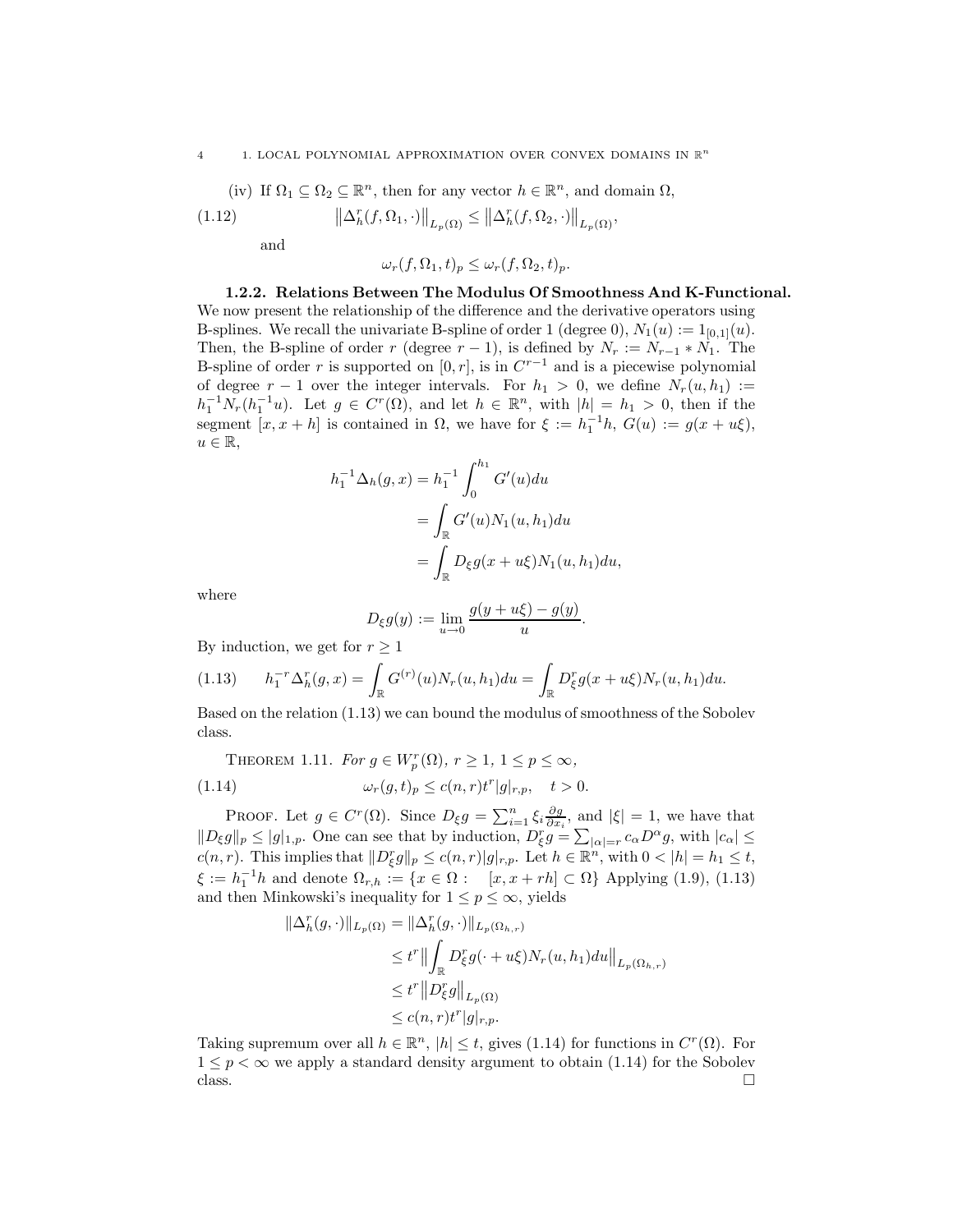(iv) If $\Omega_1 \subseteq \Omega_2 \subseteq \mathbb{R}^n$, then for any vector $h \in \mathbb{R}^n$, and domain $\Omega$,

$$\left\|\Delta_h^r(f, \Omega_1, \cdot)\right\|_{L_p(\Omega)} \leq \left\|\Delta_h^r(f, \Omega_2, \cdot)\right\|_{L_p(\Omega)}, \tag{1.12}$$

and

$$\omega_r(f, \Omega_1, t)_p \leq \omega_r(f, \Omega_2, t)_p.$$

**1.2.2. Relations Between The Modulus Of Smoothness And K-Functional.** We now present the relationship of the difference and the derivative operators using B-splines. We recall the univariate B-spline of order 1 (degree 0), $N_1(u) := 1_{[0,1]}(u)$. Then, the B-spline of order $r$ (degree $r-1$), is defined by $N_r := N_{r-1} * N_1$. The B-spline of order $r$ is supported on $[0, r]$, is in $C^{r-1}$ and is a piecewise polynomial of degree $r-1$ over the integer intervals. For $h_1 > 0$, we define $N_r(u, h_1) := h_1^{-1} N_r(h_1^{-1} u)$. Let $g \in C^r(\Omega)$, and let $h \in \mathbb{R}^n$, with $|h| = h_1 > 0$, then if the segment $[x, x+h]$ is contained in $\Omega$, we have for $\xi := h_1^{-1} h$, $G(u) := g(x + u\xi)$, $u \in \mathbb{R}$,

$$\begin{aligned} h_1^{-1} \Delta_h(g, x) &= h_1^{-1} \int_0^{h_1} G'(u) du \\ &= \int_{\mathbb{R}} G'(u) N_1(u, h_1) du \\ &= \int_{\mathbb{R}} D_\xi g(x + u\xi) N_1(u, h_1) du, \end{aligned}$$

where

$$D_\xi g(y) := \lim_{u \to 0} \frac{g(y + u\xi) - g(y)}{u}.$$

By induction, we get for $r \geq 1$

$$h_1^{-r} \Delta_h^r(g, x) = \int_{\mathbb{R}} G^{(r)}(u) N_r(u, h_1) du = \int_{\mathbb{R}} D_\xi^r g(x + u\xi) N_r(u, h_1) du. \tag{1.13}$$

Based on the relation (1.13) we can bound the modulus of smoothness of the Sobolev class.

**Theorem 1.11.** *For $g \in W_p^r(\Omega)$, $r \geq 1$, $1 \leq p \leq \infty$,*

$$\omega_r(g, t)_p \leq c(n, r) t^r |g|_{r,p}, \quad t > 0. \tag{1.14}$$

Proof. Let $g \in C^r(\Omega)$. Since $D_\xi g = \sum_{i=1}^n \xi_i \frac{\partial g}{\partial x_i}$, and $|\xi| = 1$, we have that $\|D_\xi g\|_p \leq |g|_{1,p}$. One can see that by induction, $D_\xi^r g = \sum_{|\alpha|=r} c_\alpha D^\alpha g$, with $|c_\alpha| \leq c(n, r)$. This implies that $\|D_\xi^r g\|_p \leq c(n, r)|g|_{r,p}$. Let $h \in \mathbb{R}^n$, with $0 < |h| = h_1 \leq t$, $\xi := h_1^{-1} h$ and denote $\Omega_{r,h} := \{x \in \Omega : \quad [x, x + rh] \subset \Omega\}$ Applying (1.9), (1.13) and then Minkowski's inequality for $1 \leq p \leq \infty$, yields

$$\begin{aligned} \|\Delta_h^r(g, \cdot)\|_{L_p(\Omega)} &= \|\Delta_h^r(g, \cdot)\|_{L_p(\Omega_{h,r})} \\ &\leq t^r \Big\| \int_{\mathbb{R}} D_\xi^r g(\cdot + u\xi) N_r(u, h_1) du \Big\|_{L_p(\Omega_{h,r})} \\ &\leq t^r \left\| D_\xi^r g \right\|_{L_p(\Omega)} \\ &\leq c(n, r) t^r |g|_{r,p}. \end{aligned}$$

Taking supremum over all $h \in \mathbb{R}^n$, $|h| \leq t$, gives (1.14) for functions in $C^r(\Omega)$. For $1 \leq p < \infty$ we apply a standard density argument to obtain (1.14) for the Sobolev class. $\square$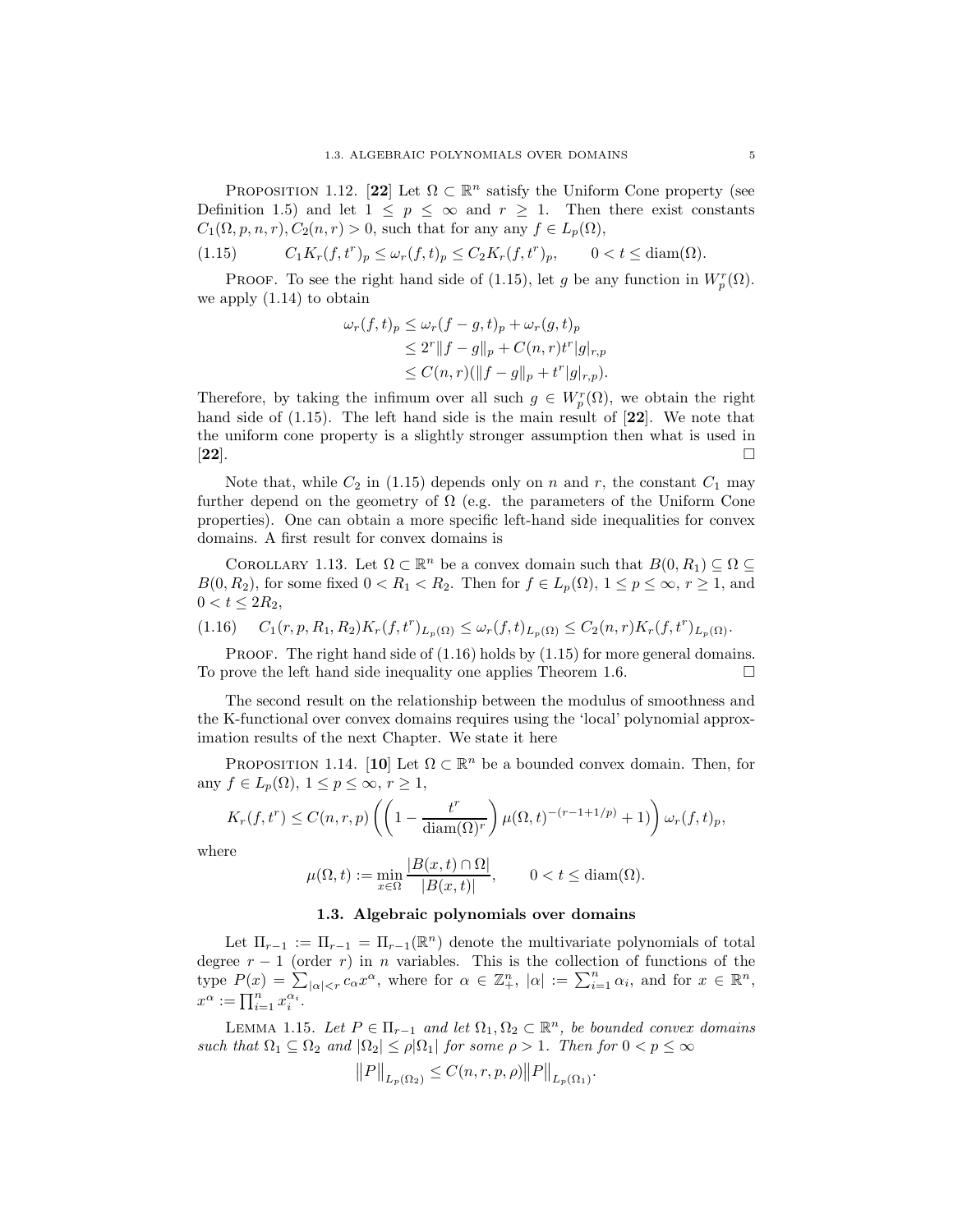Proposition 1.12. [**22**] Let $\Omega \subset \mathbb{R}^n$ satisfy the Uniform Cone property (see Definition 1.5) and let $1 \leq p \leq \infty$ and $r \geq 1$. Then there exist constants $C_1(\Omega, p, n, r), C_2(n, r) > 0$, such that for any any $f \in L_p(\Omega)$,

$$C_1 K_r(f, t^r)_p \leq \omega_r(f, t)_p \leq C_2 K_r(f, t^r)_p, \qquad 0 < t \leq \operatorname{diam}(\Omega). \tag{1.15}$$

Proof. To see the right hand side of (1.15), let $g$ be any function in $W_p^r(\Omega)$. we apply (1.14) to obtain

$$\begin{aligned}
\omega_r(f, t)_p &\leq \omega_r(f - g, t)_p + \omega_r(g, t)_p \\
&\leq 2^r \|f - g\|_p + C(n, r) t^r |g|_{r,p} \\
&\leq C(n, r)(\|f - g\|_p + t^r |g|_{r,p}).
\end{aligned}$$

Therefore, by taking the infimum over all such $g \in W_p^r(\Omega)$, we obtain the right hand side of (1.15). The left hand side is the main result of [**22**]. We note that the uniform cone property is a slightly stronger assumption then what is used in [**22**]. □

Note that, while $C_2$ in (1.15) depends only on $n$ and $r$, the constant $C_1$ may further depend on the geometry of $\Omega$ (e.g. the parameters of the Uniform Cone properties). One can obtain a more specific left-hand side inequalities for convex domains. A first result for convex domains is

Corollary 1.13. Let $\Omega \subset \mathbb{R}^n$ be a convex domain such that $B(0, R_1) \subseteq \Omega \subseteq B(0, R_2)$, for some fixed $0 < R_1 < R_2$. Then for $f \in L_p(\Omega)$, $1 \leq p \leq \infty$, $r \geq 1$, and $0 < t \leq 2R_2$,

$$C_1(r, p, R_1, R_2) K_r(f, t^r)_{L_p(\Omega)} \leq \omega_r(f, t)_{L_p(\Omega)} \leq C_2(n, r) K_r(f, t^r)_{L_p(\Omega)}. \tag{1.16}$$

Proof. The right hand side of (1.16) holds by (1.15) for more general domains. To prove the left hand side inequality one applies Theorem 1.6. □

The second result on the relationship between the modulus of smoothness and the K-functional over convex domains requires using the 'local' polynomial approximation results of the next Chapter. We state it here

Proposition 1.14. [**10**] Let $\Omega \subset \mathbb{R}^n$ be a bounded convex domain. Then, for any $f \in L_p(\Omega)$, $1 \leq p \leq \infty$, $r \geq 1$,

$$K_r(f, t^r) \leq C(n, r, p) \left( \left( 1 - \frac{t^r}{\operatorname{diam}(\Omega)^r} \right) \mu(\Omega, t)^{-(r-1+1/p)} + 1 \right) \omega_r(f, t)_p,$$

where

$$\mu(\Omega, t) := \min_{x \in \Omega} \frac{|B(x, t) \cap \Omega|}{|B(x, t)|}, \qquad 0 < t \leq \operatorname{diam}(\Omega).$$

## 1.3. Algebraic polynomials over domains

Let $\Pi_{r-1} := \Pi_{r-1} = \Pi_{r-1}(\mathbb{R}^n)$ denote the multivariate polynomials of total degree $r - 1$ (order $r$) in $n$ variables. This is the collection of functions of the type $P(x) = \sum_{|\alpha| < r} c_\alpha x^\alpha$, where for $\alpha \in \mathbb{Z}_+^n$, $|\alpha| := \sum_{i=1}^n \alpha_i$, and for $x \in \mathbb{R}^n$, $x^\alpha := \prod_{i=1}^n x_i^{\alpha_i}$.

Lemma 1.15. *Let $P \in \Pi_{r-1}$ and let $\Omega_1, \Omega_2 \subset \mathbb{R}^n$, be bounded convex domains such that $\Omega_1 \subseteq \Omega_2$ and $|\Omega_2| \leq \rho |\Omega_1|$ for some $\rho > 1$. Then for $0 < p \leq \infty$*

$$\|P\|_{L_p(\Omega_2)} \leq C(n, r, p, \rho) \|P\|_{L_p(\Omega_1)}.$$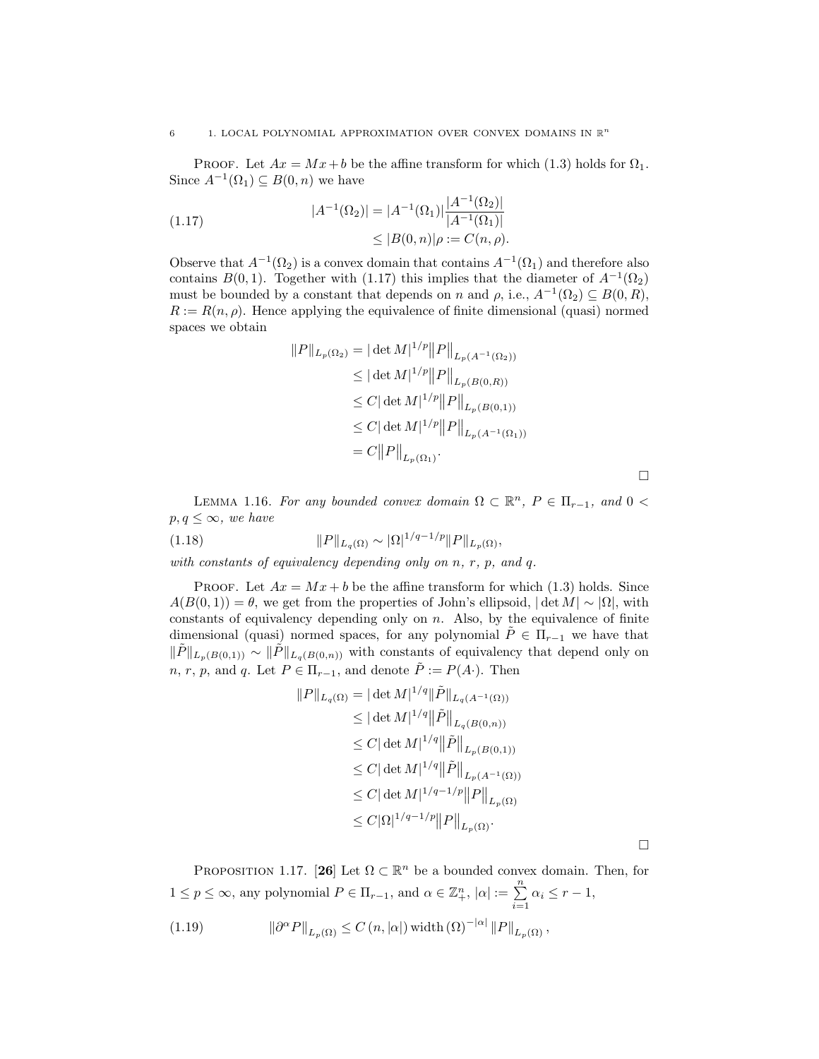PROOF. Let $Ax = Mx + b$ be the affine transform for which (1.3) holds for $\Omega_1$. Since $A^{-1}(\Omega_1) \subseteq B(0,n)$ we have

$$
\begin{aligned}
|A^{-1}(\Omega_2)| &= |A^{-1}(\Omega_1)| \frac{|A^{-1}(\Omega_2)|}{|A^{-1}(\Omega_1)|} \\
&\le |B(0,n)| \rho := C(n,\rho).
\end{aligned}
\tag{1.17}
$$

Observe that $A^{-1}(\Omega_2)$ is a convex domain that contains $A^{-1}(\Omega_1)$ and therefore also contains $B(0,1)$. Together with (1.17) this implies that the diameter of $A^{-1}(\Omega_2)$ must be bounded by a constant that depends on $n$ and $\rho$, i.e., $A^{-1}(\Omega_2) \subseteq B(0,R)$, $R := R(n,\rho)$. Hence applying the equivalence of finite dimensional (quasi) normed spaces we obtain

$$
\begin{aligned}
\|P\|_{L_p(\Omega_2)} &= |\det M|^{1/p} \big\|P\big\|_{L_p(A^{-1}(\Omega_2))} \\
&\le |\det M|^{1/p} \big\|P\big\|_{L_p(B(0,R))} \\
&\le C |\det M|^{1/p} \big\|P\big\|_{L_p(B(0,1))} \\
&\le C |\det M|^{1/p} \big\|P\big\|_{L_p(A^{-1}(\Omega_1))} \\
&= C \big\|P\big\|_{L_p(\Omega_1)}.
\end{aligned}
$$

□

LEMMA 1.16. *For any bounded convex domain $\Omega \subset \mathbb{R}^n$, $P \in \Pi_{r-1}$, and $0 < p, q \le \infty$, we have*

$$
\|P\|_{L_q(\Omega)} \sim |\Omega|^{1/q-1/p} \|P\|_{L_p(\Omega)},
\tag{1.18}
$$

*with constants of equivalency depending only on $n$, $r$, $p$, and $q$.*

PROOF. Let $Ax = Mx + b$ be the affine transform for which (1.3) holds. Since $A(B(0,1)) = \theta$, we get from the properties of John's ellipsoid, $|\det M| \sim |\Omega|$, with constants of equivalency depending only on $n$. Also, by the equivalence of finite dimensional (quasi) normed spaces, for any polynomial $\tilde{P} \in \Pi_{r-1}$ we have that $\|\tilde{P}\|_{L_p(B(0,1))} \sim \|\tilde{P}\|_{L_q(B(0,n))}$ with constants of equivalency that depend only on $n$, $r$, $p$, and $q$. Let $P \in \Pi_{r-1}$, and denote $\tilde{P} := P(A\cdot)$. Then

$$
\begin{aligned}
\|P\|_{L_q(\Omega)} &= |\det M|^{1/q} \|\tilde{P}\|_{L_q(A^{-1}(\Omega))} \\
&\le |\det M|^{1/q} \big\|\tilde{P}\big\|_{L_q(B(0,n))} \\
&\le C |\det M|^{1/q} \big\|\tilde{P}\big\|_{L_p(B(0,1))} \\
&\le C |\det M|^{1/q} \big\|\tilde{P}\big\|_{L_p(A^{-1}(\Omega))} \\
&\le C |\det M|^{1/q-1/p} \big\|P\big\|_{L_p(\Omega)} \\
&\le C |\Omega|^{1/q-1/p} \big\|P\big\|_{L_p(\Omega)}.
\end{aligned}
$$

□

PROPOSITION 1.17. **[26]** Let $\Omega \subset \mathbb{R}^n$ be a bounded convex domain. Then, for $1 \le p \le \infty$, any polynomial $P \in \Pi_{r-1}$, and $\alpha \in \mathbb{Z}_+^n$, $|\alpha| := \sum_{i=1}^{n} \alpha_i \le r-1$,

$$
\|\partial^\alpha P\|_{L_p(\Omega)} \le C\left(n, |\alpha|\right) \operatorname{width}\left(\Omega\right)^{-|\alpha|} \|P\|_{L_p(\Omega)},
\tag{1.19}
$$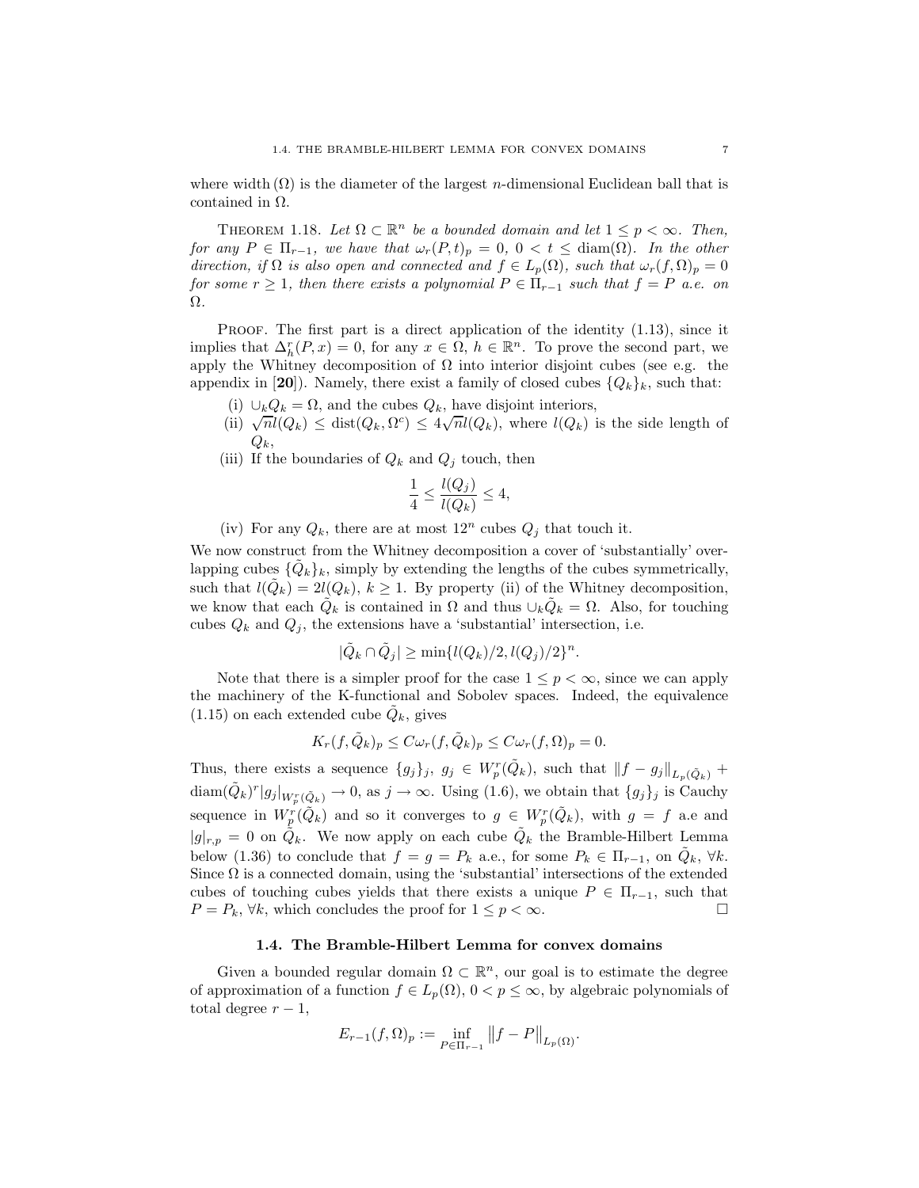where width $(\Omega)$ is the diameter of the largest $n$-dimensional Euclidean ball that is contained in $\Omega$.

THEOREM 1.18. *Let $\Omega \subset \mathbb{R}^n$ be a bounded domain and let $1 \le p < \infty$. Then, for any $P \in \Pi_{r-1}$, we have that $\omega_r(P,t)_p = 0$, $0 < t \le \operatorname{diam}(\Omega)$. In the other direction, if $\Omega$ is also open and connected and $f \in L_p(\Omega)$, such that $\omega_r(f,\Omega)_p = 0$ for some $r \ge 1$, then there exists a polynomial $P \in \Pi_{r-1}$ such that $f = P$ a.e. on $\Omega$.*

PROOF. The first part is a direct application of the identity (1.13), since it implies that $\Delta_h^r(P,x) = 0$, for any $x \in \Omega$, $h \in \mathbb{R}^n$. To prove the second part, we apply the Whitney decomposition of $\Omega$ into interior disjoint cubes (see e.g. the appendix in [**20**]). Namely, there exist a family of closed cubes $\{Q_k\}_k$, such that:

(i) $\cup_k Q_k = \Omega$, and the cubes $Q_k$, have disjoint interiors,
(ii) $\sqrt{n} l(Q_k) \le \operatorname{dist}(Q_k, \Omega^c) \le 4\sqrt{n} l(Q_k)$, where $l(Q_k)$ is the side length of $Q_k$,
(iii) If the boundaries of $Q_k$ and $Q_j$ touch, then

$$\frac{1}{4} \le \frac{l(Q_j)}{l(Q_k)} \le 4,$$

(iv) For any $Q_k$, there are at most $12^n$ cubes $Q_j$ that touch it.

We now construct from the Whitney decomposition a cover of 'substantially' overlapping cubes $\{\tilde{Q}_k\}_k$, simply by extending the lengths of the cubes symmetrically, such that $l(\tilde{Q}_k) = 2l(Q_k)$, $k \ge 1$. By property (ii) of the Whitney decomposition, we know that each $\tilde{Q}_k$ is contained in $\Omega$ and thus $\cup_k \tilde{Q}_k = \Omega$. Also, for touching cubes $Q_k$ and $Q_j$, the extensions have a 'substantial' intersection, i.e.

$$|\tilde{Q}_k \cap \tilde{Q}_j| \ge \min\{l(Q_k)/2, l(Q_j)/2\}^n.$$

Note that there is a simpler proof for the case $1 \le p < \infty$, since we can apply the machinery of the K-functional and Sobolev spaces. Indeed, the equivalence (1.15) on each extended cube $\tilde{Q}_k$, gives

$$K_r(f, \tilde{Q}_k)_p \le C\omega_r(f, \tilde{Q}_k)_p \le C\omega_r(f, \Omega)_p = 0.$$

Thus, there exists a sequence $\{g_j\}_j$, $g_j \in W_p^r(\tilde{Q}_k)$, such that $\|f - g_j\|_{L_p(\tilde{Q}_k)} + \operatorname{diam}(\tilde{Q}_k)^r |g_j|_{W_p^r(\tilde{Q}_k)} \to 0$, as $j \to \infty$. Using (1.6), we obtain that $\{g_j\}_j$ is Cauchy sequence in $W_p^r(\tilde{Q}_k)$ and so it converges to $g \in W_p^r(\tilde{Q}_k)$, with $g = f$ a.e and $|g|_{r,p} = 0$ on $\tilde{Q}_k$. We now apply on each cube $\tilde{Q}_k$ the Bramble-Hilbert Lemma below (1.36) to conclude that $f = g = P_k$ a.e., for some $P_k \in \Pi_{r-1}$, on $\tilde{Q}_k$, $\forall k$. Since $\Omega$ is a connected domain, using the 'substantial' intersections of the extended cubes of touching cubes yields that there exists a unique $P \in \Pi_{r-1}$, such that $P = P_k$, $\forall k$, which concludes the proof for $1 \le p < \infty$. □

## 1.4. The Bramble-Hilbert Lemma for convex domains

Given a bounded regular domain $\Omega \subset \mathbb{R}^n$, our goal is to estimate the degree of approximation of a function $f \in L_p(\Omega)$, $0 < p \le \infty$, by algebraic polynomials of total degree $r-1$,

$$E_{r-1}(f,\Omega)_p := \inf_{P \in \Pi_{r-1}} \|f - P\|_{L_p(\Omega)}.$$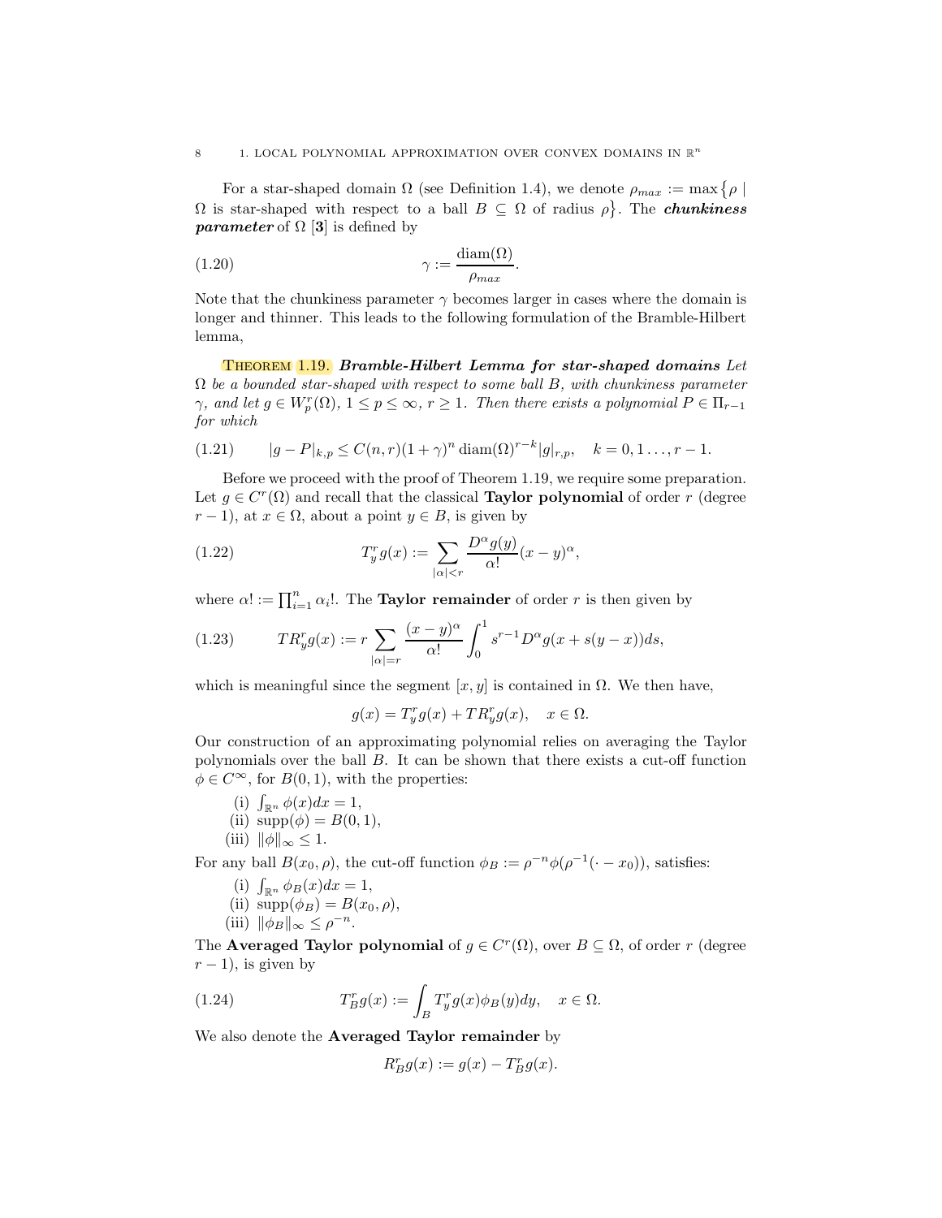For a star-shaped domain $\Omega$ (see Definition 1.4), we denote $\rho_{max} := \max\{\rho \mid \Omega$ is star-shaped with respect to a ball $B \subseteq \Omega$ of radius $\rho\}$. The ***chunkiness parameter*** of $\Omega$ [**3**] is defined by

$$\gamma := \frac{\operatorname{diam}(\Omega)}{\rho_{max}}. \tag{1.20}$$

Note that the chunkiness parameter $\gamma$ becomes larger in cases where the domain is longer and thinner. This leads to the following formulation of the Bramble-Hilbert lemma,

Theorem 1.19. ***Bramble-Hilbert Lemma for star-shaped domains*** *Let $\Omega$ be a bounded star-shaped with respect to some ball $B$, with chunkiness parameter $\gamma$, and let $g \in W_p^r(\Omega)$, $1 \le p \le \infty$, $r \ge 1$. Then there exists a polynomial $P \in \Pi_{r-1}$ for which*

$$|g - P|_{k,p} \le C(n,r)(1+\gamma)^n \operatorname{diam}(\Omega)^{r-k} |g|_{r,p}, \quad k = 0, 1 \ldots, r-1. \tag{1.21}$$

Before we proceed with the proof of Theorem 1.19, we require some preparation. Let $g \in C^r(\Omega)$ and recall that the classical **Taylor polynomial** of order $r$ (degree $r-1$), at $x \in \Omega$, about a point $y \in B$, is given by

$$T_y^r g(x) := \sum_{|\alpha| < r} \frac{D^\alpha g(y)}{\alpha!}(x-y)^\alpha, \tag{1.22}$$

where $\alpha! := \prod_{i=1}^n \alpha_i!$. The **Taylor remainder** of order $r$ is then given by

$$TR_y^r g(x) := r \sum_{|\alpha| = r} \frac{(x-y)^\alpha}{\alpha!} \int_0^1 s^{r-1} D^\alpha g(x + s(y-x)) ds, \tag{1.23}$$

which is meaningful since the segment $[x, y]$ is contained in $\Omega$. We then have,

$$g(x) = T_y^r g(x) + TR_y^r g(x), \quad x \in \Omega.$$

Our construction of an approximating polynomial relies on averaging the Taylor polynomials over the ball $B$. It can be shown that there exists a cut-off function $\phi \in C^\infty$, for $B(0,1)$, with the properties:

(i) $\int_{\mathbb{R}^n} \phi(x) dx = 1$,
(ii) $\operatorname{supp}(\phi) = B(0,1)$,
(iii) $\|\phi\|_\infty \le 1$.

For any ball $B(x_0, \rho)$, the cut-off function $\phi_B := \rho^{-n} \phi(\rho^{-1}(\cdot - x_0))$, satisfies:

(i) $\int_{\mathbb{R}^n} \phi_B(x) dx = 1$,
(ii) $\operatorname{supp}(\phi_B) = B(x_0, \rho)$,
(iii) $\|\phi_B\|_\infty \le \rho^{-n}$.

The **Averaged Taylor polynomial** of $g \in C^r(\Omega)$, over $B \subseteq \Omega$, of order $r$ (degree $r-1$), is given by

$$T_B^r g(x) := \int_B T_y^r g(x) \phi_B(y) dy, \quad x \in \Omega. \tag{1.24}$$

We also denote the **Averaged Taylor remainder** by

$$R_B^r g(x) := g(x) - T_B^r g(x).$$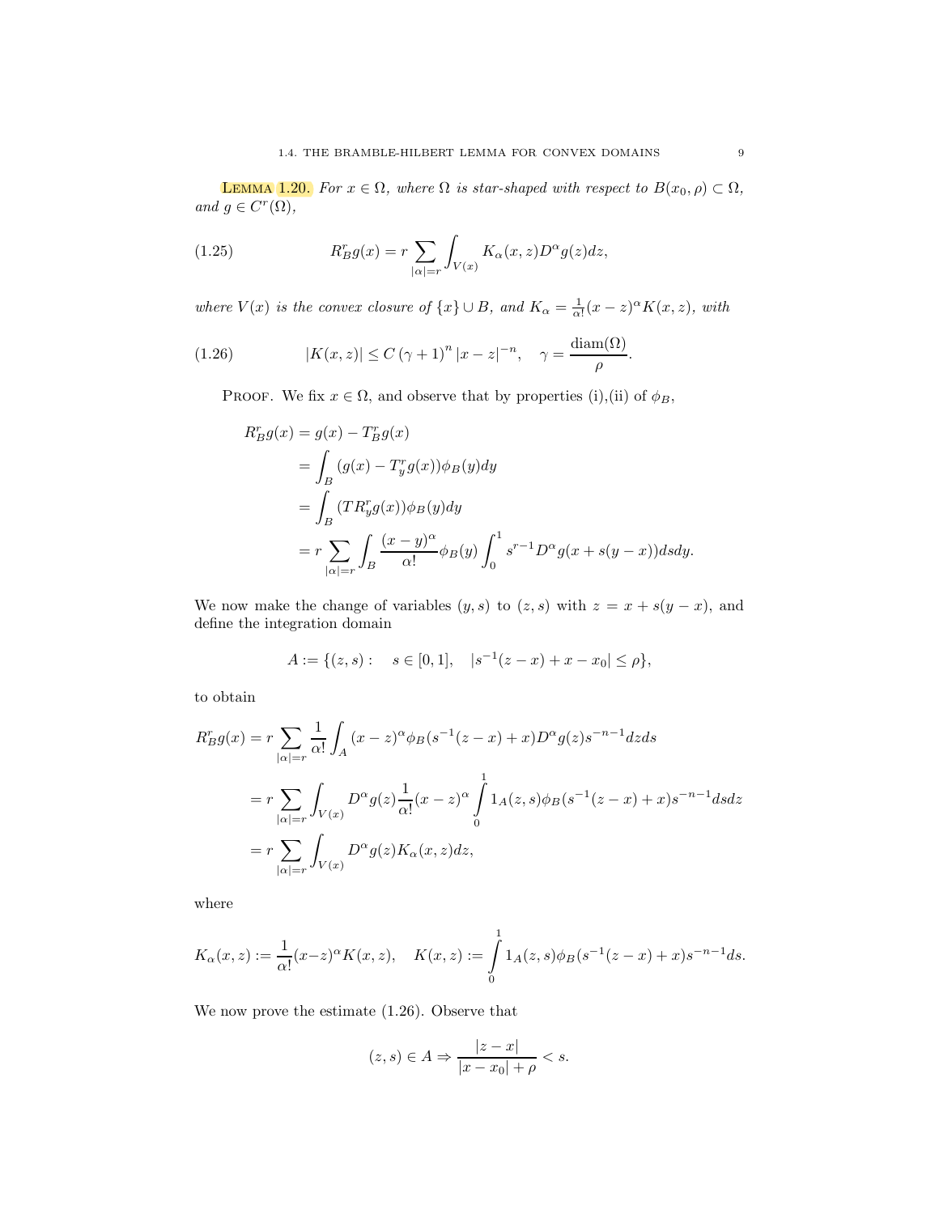**Lemma 1.20.** *For $x \in \Omega$, where $\Omega$ is star-shaped with respect to $B(x_0, \rho) \subset \Omega$, and $g \in C^r(\Omega)$,*

$$R_B^r g(x) = r \sum_{|\alpha|=r} \int_{V(x)} K_\alpha(x,z) D^\alpha g(z) dz, \tag{1.25}$$

*where $V(x)$ is the convex closure of $\{x\} \cup B$, and $K_\alpha = \frac{1}{\alpha!}(x-z)^\alpha K(x,z)$, with*

$$|K(x,z)| \leq C\,(\gamma+1)^n\, |x-z|^{-n}, \quad \gamma = \frac{\operatorname{diam}(\Omega)}{\rho}. \tag{1.26}$$

Proof. We fix $x \in \Omega$, and observe that by properties (i),(ii) of $\phi_B$,

$$\begin{aligned}
R_B^r g(x) &= g(x) - T_B^r g(x) \\
&= \int_B (g(x) - T_y^r g(x)) \phi_B(y) dy \\
&= \int_B (TR_y^r g(x)) \phi_B(y) dy \\
&= r \sum_{|\alpha|=r} \int_B \frac{(x-y)^\alpha}{\alpha!} \phi_B(y) \int_0^1 s^{r-1} D^\alpha g(x + s(y-x)) ds dy.
\end{aligned}$$

We now make the change of variables $(y,s)$ to $(z,s)$ with $z = x + s(y-x)$, and define the integration domain

$$A := \{(z,s) : \quad s \in [0,1], \quad |s^{-1}(z-x) + x - x_0| \leq \rho\},$$

to obtain

$$\begin{aligned}
R_B^r g(x) &= r \sum_{|\alpha|=r} \frac{1}{\alpha!} \int_A (x-z)^\alpha \phi_B(s^{-1}(z-x)+x) D^\alpha g(z) s^{-n-1} dz ds \\
&= r \sum_{|\alpha|=r} \int_{V(x)} D^\alpha g(z) \frac{1}{\alpha!} (x-z)^\alpha \int_0^1 1_A(z,s) \phi_B(s^{-1}(z-x)+x) s^{-n-1} ds dz \\
&= r \sum_{|\alpha|=r} \int_{V(x)} D^\alpha g(z) K_\alpha(x,z) dz,
\end{aligned}$$

where

$$K_\alpha(x,z) := \frac{1}{\alpha!}(x-z)^\alpha K(x,z), \quad K(x,z) := \int_0^1 1_A(z,s) \phi_B(s^{-1}(z-x)+x) s^{-n-1} ds.$$

We now prove the estimate (1.26). Observe that

$$(z,s) \in A \Rightarrow \frac{|z-x|}{|x-x_0| + \rho} < s.$$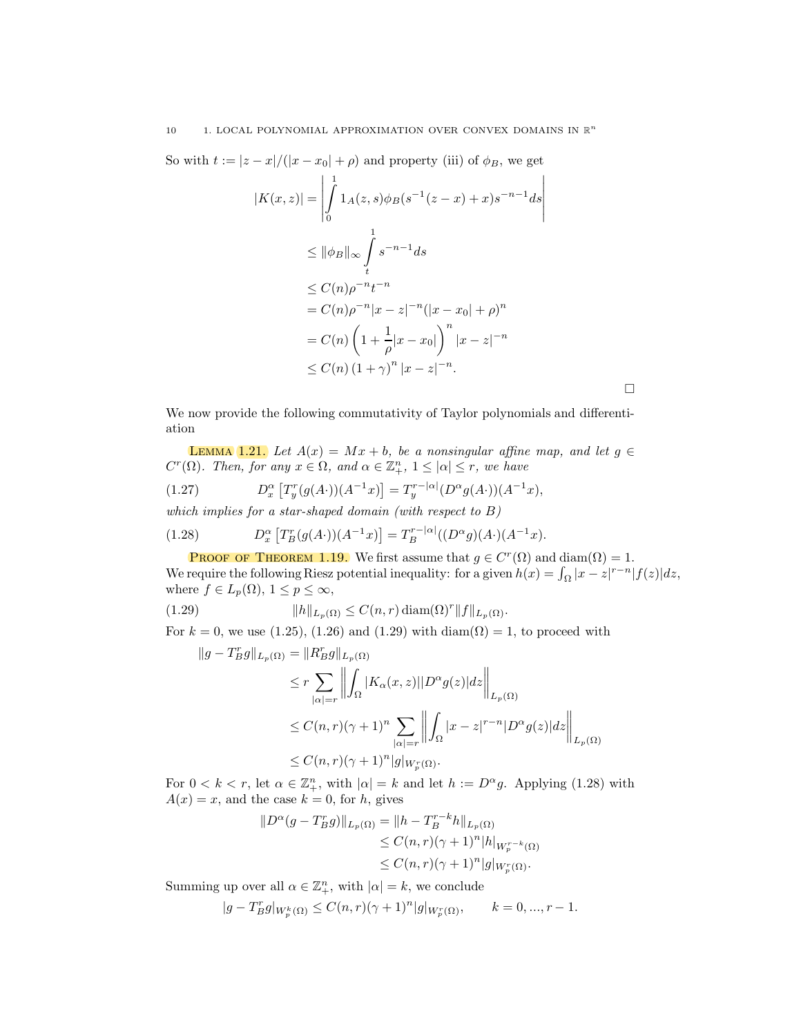So with $t := |z-x|/(|x-x_0|+\rho)$ and property (iii) of $\phi_B$, we get

$$
\begin{aligned}
|K(x,z)| &= \left| \int_0^1 1_A(z,s)\phi_B(s^{-1}(z-x)+x)s^{-n-1}ds \right| \\
&\le \|\phi_B\|_\infty \int_t^1 s^{-n-1}ds \\
&\le C(n)\rho^{-n}t^{-n} \\
&= C(n)\rho^{-n}|x-z|^{-n}(|x-x_0|+\rho)^n \\
&= C(n)\left(1+\frac{1}{\rho}|x-x_0|\right)^n |x-z|^{-n} \\
&\le C(n)\left(1+\gamma\right)^n |x-z|^{-n}.
\end{aligned}
$$

□

We now provide the following commutativity of Taylor polynomials and differentiation

**Lemma 1.21.** *Let $A(x) = Mx + b$, be a nonsingular affine map, and let $g \in C^r(\Omega)$. Then, for any $x \in \Omega$, and $\alpha \in \mathbb{Z}_+^n$, $1 \le |\alpha| \le r$, we have*

$$
D_x^\alpha \left[ T_y^r(g(A\cdot))(A^{-1}x) \right] = T_y^{r-|\alpha|}(D^\alpha g(A\cdot))(A^{-1}x), \tag{1.27}
$$

*which implies for a star-shaped domain (with respect to $B$)*

$$
D_x^\alpha \left[ T_B^r(g(A\cdot))(A^{-1}x) \right] = T_B^{r-|\alpha|}((D^\alpha g)(A\cdot)(A^{-1}x). \tag{1.28}
$$

**Proof of Theorem 1.19.** We first assume that $g \in C^r(\Omega)$ and $\operatorname{diam}(\Omega) = 1$. We require the following Riesz potential inequality: for a given $h(x) = \int_\Omega |x-z|^{r-n}|f(z)|dz$, where $f \in L_p(\Omega)$, $1 \le p \le \infty$,

$$
\|h\|_{L_p(\Omega)} \le C(n,r)\operatorname{diam}(\Omega)^r \|f\|_{L_p(\Omega)}. \tag{1.29}
$$

For $k = 0$, we use (1.25), (1.26) and (1.29) with $\operatorname{diam}(\Omega) = 1$, to proceed with

$$
\begin{aligned}
\|g - T_B^r g\|_{L_p(\Omega)} &= \|R_B^r g\|_{L_p(\Omega)} \\
&\le r \sum_{|\alpha|=r} \left\| \int_\Omega |K_\alpha(x,z)||D^\alpha g(z)|dz \right\|_{L_p(\Omega)} \\
&\le C(n,r)(\gamma+1)^n \sum_{|\alpha|=r} \left\| \int_\Omega |x-z|^{r-n}|D^\alpha g(z)|dz \right\|_{L_p(\Omega)} \\
&\le C(n,r)(\gamma+1)^n |g|_{W_p^r(\Omega)}.
\end{aligned}
$$

For $0 < k < r$, let $\alpha \in \mathbb{Z}_+^n$, with $|\alpha| = k$ and let $h := D^\alpha g$. Applying (1.28) with $A(x) = x$, and the case $k = 0$, for $h$, gives

$$
\begin{aligned}
\|D^\alpha(g - T_B^r g)\|_{L_p(\Omega)} &= \|h - T_B^{r-k}h\|_{L_p(\Omega)} \\
&\le C(n,r)(\gamma+1)^n |h|_{W_p^{r-k}(\Omega)} \\
&\le C(n,r)(\gamma+1)^n |g|_{W_p^r(\Omega)}.
\end{aligned}
$$

Summing up over all $\alpha \in \mathbb{Z}_+^n$, with $|\alpha| = k$, we conclude

$$
|g - T_B^r g|_{W_p^k(\Omega)} \le C(n,r)(\gamma+1)^n |g|_{W_p^r(\Omega)}, \qquad k = 0, \dots, r-1.
$$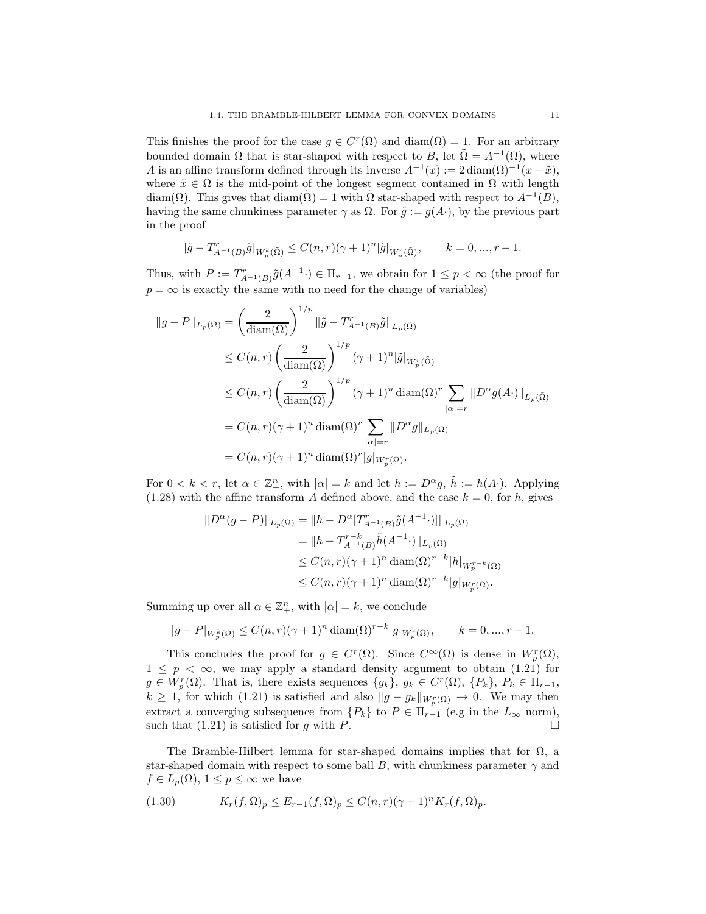This finishes the proof for the case $g \in C^r(\Omega)$ and $\operatorname{diam}(\Omega) = 1$. For an arbitrary bounded domain $\Omega$ that is star-shaped with respect to $B$, let $\tilde{\Omega} = A^{-1}(\Omega)$, where $A$ is an affine transform defined through its inverse $A^{-1}(x) := 2\operatorname{diam}(\Omega)^{-1}(x - \tilde{x})$, where $\tilde{x} \in \Omega$ is the mid-point of the longest segment contained in $\Omega$ with length $\operatorname{diam}(\Omega)$. This gives that $\operatorname{diam}(\tilde{\Omega}) = 1$ with $\tilde{\Omega}$ star-shaped with respect to $A^{-1}(B)$, having the same chunkiness parameter $\gamma$ as $\Omega$. For $\tilde{g} := g(A\cdot)$, by the previous part in the proof

$$|\tilde{g} - T^r_{A^{-1}(B)}\tilde{g}|_{W^k_p(\tilde{\Omega})} \le C(n,r)(\gamma+1)^n |\tilde{g}|_{W^r_p(\tilde{\Omega})}, \qquad k = 0, ..., r-1.$$

Thus, with $P := T^r_{A^{-1}(B)}\tilde{g}(A^{-1}\cdot) \in \Pi_{r-1}$, we obtain for $1 \le p < \infty$ (the proof for $p = \infty$ is exactly the same with no need for the change of variables)

$$\begin{aligned}
\|g - P\|_{L_p(\Omega)} &= \left(\frac{2}{\operatorname{diam}(\Omega)}\right)^{1/p} \|\tilde{g} - T^r_{A^{-1}(B)}\tilde{g}\|_{L_p(\tilde{\Omega})} \\
&\le C(n,r)\left(\frac{2}{\operatorname{diam}(\Omega)}\right)^{1/p} (\gamma+1)^n |\tilde{g}|_{W^r_p(\tilde{\Omega})} \\
&\le C(n,r)\left(\frac{2}{\operatorname{diam}(\Omega)}\right)^{1/p} (\gamma+1)^n \operatorname{diam}(\Omega)^r \sum_{|\alpha|=r} \|D^\alpha g(A\cdot)\|_{L_p(\tilde{\Omega})} \\
&= C(n,r)(\gamma+1)^n \operatorname{diam}(\Omega)^r \sum_{|\alpha|=r} \|D^\alpha g\|_{L_p(\Omega)} \\
&= C(n,r)(\gamma+1)^n \operatorname{diam}(\Omega)^r |g|_{W^r_p(\Omega)}.
\end{aligned}$$

For $0 < k < r$, let $\alpha \in \mathbb{Z}^n_+$, with $|\alpha| = k$ and let $h := D^\alpha g$, $\tilde{h} := h(A\cdot)$. Applying (1.28) with the affine transform $A$ defined above, and the case $k = 0$, for $h$, gives

$$\begin{aligned}
\|D^\alpha(g - P)\|_{L_p(\Omega)} &= \|h - D^\alpha[T^r_{A^{-1}(B)}\tilde{g}(A^{-1}\cdot)]\|_{L_p(\Omega)} \\
&= \|h - T^{r-k}_{A^{-1}(B)}\tilde{h}(A^{-1}\cdot)\|_{L_p(\Omega)} \\
&\le C(n,r)(\gamma+1)^n \operatorname{diam}(\Omega)^{r-k} |h|_{W^{r-k}_p(\Omega)} \\
&\le C(n,r)(\gamma+1)^n \operatorname{diam}(\Omega)^{r-k} |g|_{W^r_p(\Omega)}.
\end{aligned}$$

Summing up over all $\alpha \in \mathbb{Z}^n_+$, with $|\alpha| = k$, we conclude

$$|g - P|_{W^k_p(\Omega)} \le C(n,r)(\gamma+1)^n \operatorname{diam}(\Omega)^{r-k} |g|_{W^r_p(\Omega)}, \qquad k = 0, ..., r-1.$$

This concludes the proof for $g \in C^r(\Omega)$. Since $C^\infty(\Omega)$ is dense in $W^r_p(\Omega)$, $1 \le p < \infty$, we may apply a standard density argument to obtain (1.21) for $g \in W^r_p(\Omega)$. That is, there exists sequences $\{g_k\}$, $g_k \in C^r(\Omega)$, $\{P_k\}$, $P_k \in \Pi_{r-1}$, $k \ge 1$, for which (1.21) is satisfied and also $\|g - g_k\|_{W^r_p(\Omega)} \to 0$. We may then extract a converging subsequence from $\{P_k\}$ to $P \in \Pi_{r-1}$ (e.g in the $L_\infty$ norm), such that (1.21) is satisfied for $g$ with $P$. $\square$

The Bramble-Hilbert lemma for star-shaped domains implies that for $\Omega$, a star-shaped domain with respect to some ball $B$, with chunkiness parameter $\gamma$ and $f \in L_p(\Omega)$, $1 \le p \le \infty$ we have

$$K_r(f,\Omega)_p \le E_{r-1}(f,\Omega)_p \le C(n,r)(\gamma+1)^n K_r(f,\Omega)_p. \tag{1.30}$$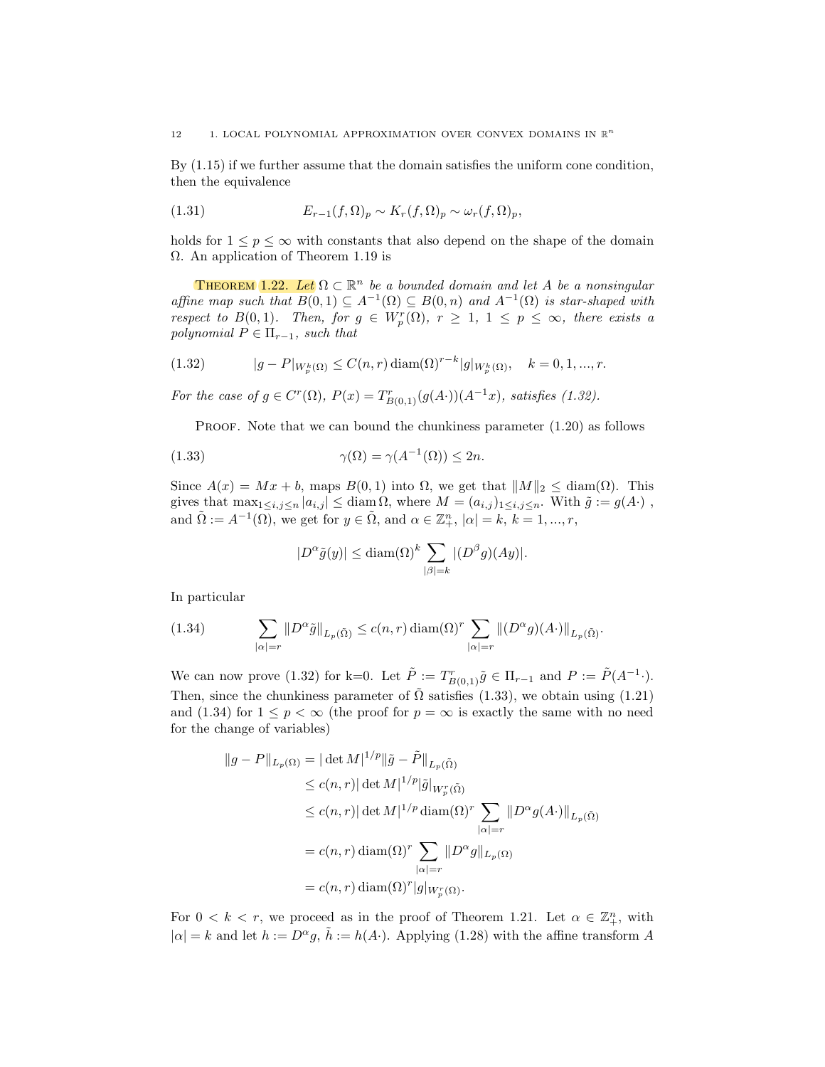By (1.15) if we further assume that the domain satisfies the uniform cone condition, then the equivalence

$$E_{r-1}(f,\Omega)_p \sim K_r(f,\Omega)_p \sim \omega_r(f,\Omega)_p, \tag{1.31}$$

holds for $1 \le p \le \infty$ with constants that also depend on the shape of the domain $\Omega$. An application of Theorem 1.19 is

**Theorem 1.22.** *Let $\Omega \subset \mathbb{R}^n$ be a bounded domain and let $A$ be a nonsingular affine map such that $B(0,1) \subseteq A^{-1}(\Omega) \subseteq B(0,n)$ and $A^{-1}(\Omega)$ is star-shaped with respect to $B(0,1)$. Then, for $g \in W_p^r(\Omega)$, $r \ge 1$, $1 \le p \le \infty$, there exists a polynomial $P \in \Pi_{r-1}$, such that*

$$|g - P|_{W_p^k(\Omega)} \le C(n,r)\operatorname{diam}(\Omega)^{r-k}|g|_{W_p^k(\Omega)}, \quad k = 0,1,...,r. \tag{1.32}$$

*For the case of $g \in C^r(\Omega)$, $P(x) = T^r_{B(0,1)}(g(A\cdot))(A^{-1}x)$, satisfies (1.32).*

Proof. Note that we can bound the chunkiness parameter (1.20) as follows

$$\gamma(\Omega) = \gamma(A^{-1}(\Omega)) \le 2n. \tag{1.33}$$

Since $A(x) = Mx + b$, maps $B(0,1)$ into $\Omega$, we get that $\|M\|_2 \le \operatorname{diam}(\Omega)$. This gives that $\max_{1\le i,j\le n}|a_{i,j}| \le \operatorname{diam}\Omega$, where $M = (a_{i,j})_{1\le i,j\le n}$. With $\tilde{g} := g(A\cdot)$ , and $\tilde{\Omega} := A^{-1}(\Omega)$, we get for $y \in \tilde{\Omega}$, and $\alpha \in \mathbb{Z}_+^n$, $|\alpha| = k$, $k = 1,...,r$,

$$|D^\alpha \tilde{g}(y)| \le \operatorname{diam}(\Omega)^k \sum_{|\beta|=k} |(D^\beta g)(Ay)|.$$

In particular

$$\sum_{|\alpha|=r} \|D^\alpha \tilde{g}\|_{L_p(\tilde{\Omega})} \le c(n,r)\operatorname{diam}(\Omega)^r \sum_{|\alpha|=r} \|(D^\alpha g)(A\cdot)\|_{L_p(\tilde{\Omega})}. \tag{1.34}$$

We can now prove (1.32) for k=0. Let $\tilde{P} := T^r_{B(0,1)}\tilde{g} \in \Pi_{r-1}$ and $P := \tilde{P}(A^{-1}\cdot)$. Then, since the chunkiness parameter of $\tilde{\Omega}$ satisfies (1.33), we obtain using (1.21) and (1.34) for $1 \le p < \infty$ (the proof for $p = \infty$ is exactly the same with no need for the change of variables)

$$\begin{aligned}
\|g - P\|_{L_p(\Omega)} &= |\det M|^{1/p}\|\tilde{g} - \tilde{P}\|_{L_p(\tilde{\Omega})} \\
&\le c(n,r)|\det M|^{1/p}|\tilde{g}|_{W_p^r(\tilde{\Omega})} \\
&\le c(n,r)|\det M|^{1/p}\operatorname{diam}(\Omega)^r \sum_{|\alpha|=r}\|D^\alpha g(A\cdot)\|_{L_p(\tilde{\Omega})} \\
&= c(n,r)\operatorname{diam}(\Omega)^r \sum_{|\alpha|=r}\|D^\alpha g\|_{L_p(\Omega)} \\
&= c(n,r)\operatorname{diam}(\Omega)^r |g|_{W_p^r(\Omega)}.
\end{aligned}$$

For $0 < k < r$, we proceed as in the proof of Theorem 1.21. Let $\alpha \in \mathbb{Z}_+^n$, with $|\alpha| = k$ and let $h := D^\alpha g$, $\tilde{h} := h(A\cdot)$. Applying (1.28) with the affine transform $A$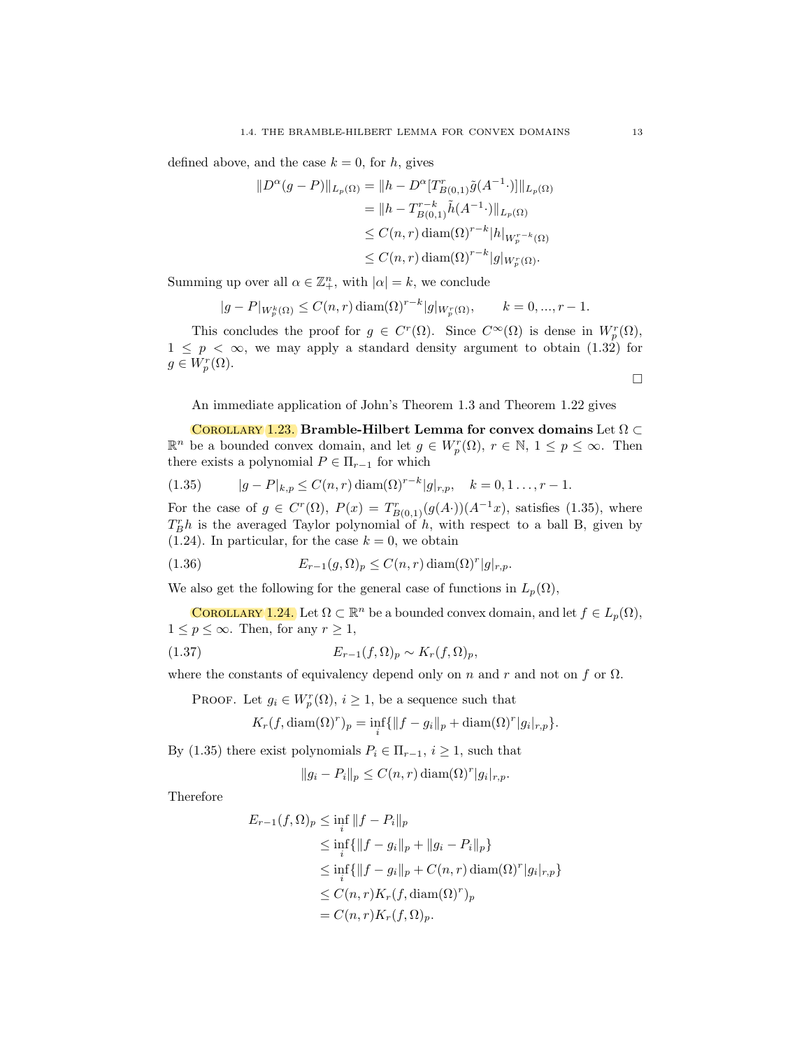defined above, and the case $k = 0$, for $h$, gives

$$
\begin{aligned}
\|D^\alpha(g-P)\|_{L_p(\Omega)} &= \|h - D^\alpha[T^r_{B(0,1)}\tilde{g}(A^{-1}\cdot)]\|_{L_p(\Omega)} \\
&= \|h - T^{r-k}_{B(0,1)}\tilde{h}(A^{-1}\cdot)\|_{L_p(\Omega)} \\
&\le C(n,r)\,\mathrm{diam}(\Omega)^{r-k}|h|_{W_p^{r-k}(\Omega)} \\
&\le C(n,r)\,\mathrm{diam}(\Omega)^{r-k}|g|_{W_p^{r}(\Omega)}.
\end{aligned}
$$

Summing up over all $\alpha \in \mathbb{Z}^n_+$, with $|\alpha| = k$, we conclude

$$
|g - P|_{W_p^k(\Omega)} \le C(n,r)\,\mathrm{diam}(\Omega)^{r-k}|g|_{W_p^r(\Omega)}, \qquad k = 0, ..., r-1.
$$

This concludes the proof for $g \in C^r(\Omega)$. Since $C^\infty(\Omega)$ is dense in $W_p^r(\Omega)$, $1 \le p < \infty$, we may apply a standard density argument to obtain (1.32) for $g \in W_p^r(\Omega)$.

$\square$

An immediate application of John's Theorem 1.3 and Theorem 1.22 gives

Corollary 1.23. **Bramble-Hilbert Lemma for convex domains** Let $\Omega \subset \mathbb{R}^n$ be a bounded convex domain, and let $g \in W_p^r(\Omega)$, $r \in \mathbb{N}$, $1 \le p \le \infty$. Then there exists a polynomial $P \in \Pi_{r-1}$ for which

$$
|g - P|_{k,p} \le C(n,r)\,\mathrm{diam}(\Omega)^{r-k}|g|_{r,p}, \quad k = 0, 1 \ldots, r-1. \tag{1.35}
$$

For the case of $g \in C^r(\Omega)$, $P(x) = T^r_{B(0,1)}(g(A\cdot))(A^{-1}x)$, satisfies (1.35), where $T^r_B h$ is the averaged Taylor polynomial of $h$, with respect to a ball B, given by (1.24). In particular, for the case $k = 0$, we obtain

$$
E_{r-1}(g,\Omega)_p \le C(n,r)\,\mathrm{diam}(\Omega)^r|g|_{r,p}. \tag{1.36}
$$

We also get the following for the general case of functions in $L_p(\Omega)$,

Corollary 1.24. Let $\Omega \subset \mathbb{R}^n$ be a bounded convex domain, and let $f \in L_p(\Omega)$, $1 \le p \le \infty$. Then, for any $r \ge 1$,

$$
E_{r-1}(f,\Omega)_p \sim K_r(f,\Omega)_p, \tag{1.37}
$$

where the constants of equivalency depend only on $n$ and $r$ and not on $f$ or $\Omega$.

Proof. Let $g_i \in W_p^r(\Omega)$, $i \ge 1$, be a sequence such that

$$
K_r(f, \mathrm{diam}(\Omega)^r)_p = \inf_i \{\|f - g_i\|_p + \mathrm{diam}(\Omega)^r |g_i|_{r,p}\}.
$$

By (1.35) there exist polynomials $P_i \in \Pi_{r-1}$, $i \ge 1$, such that

$$
\|g_i - P_i\|_p \le C(n,r)\,\mathrm{diam}(\Omega)^r|g_i|_{r,p}.
$$

Therefore

$$
\begin{aligned}
E_{r-1}(f,\Omega)_p &\le \inf_i \|f - P_i\|_p \\
&\le \inf_i \{\|f - g_i\|_p + \|g_i - P_i\|_p\} \\
&\le \inf_i \{\|f - g_i\|_p + C(n,r)\,\mathrm{diam}(\Omega)^r|g_i|_{r,p}\} \\
&\le C(n,r)K_r(f, \mathrm{diam}(\Omega)^r)_p \\
&= C(n,r)K_r(f,\Omega)_p.
\end{aligned}
$$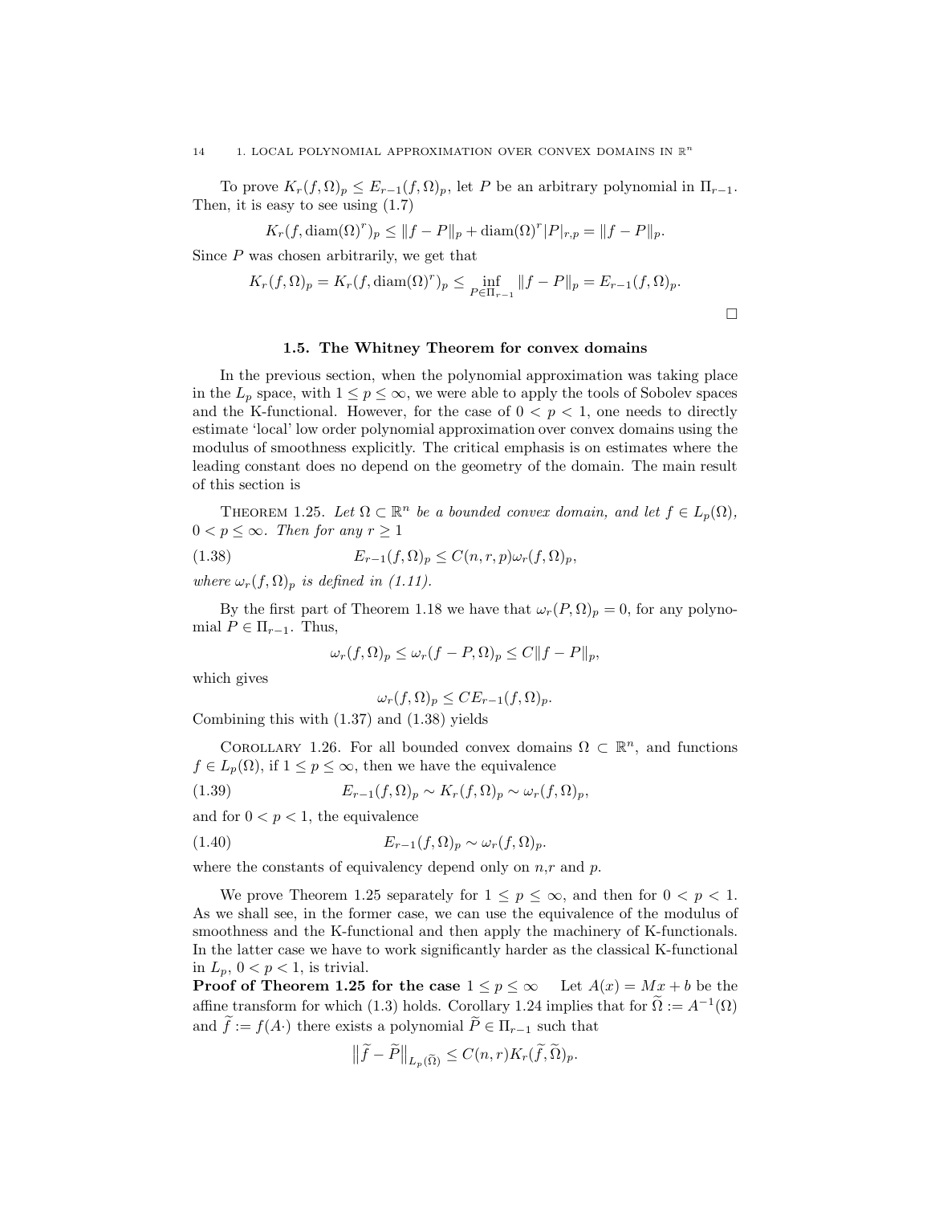To prove $K_r(f,\Omega)_p \le E_{r-1}(f,\Omega)_p$, let $P$ be an arbitrary polynomial in $\Pi_{r-1}$. Then, it is easy to see using (1.7)

$$K_r(f, \operatorname{diam}(\Omega)^r)_p \le \|f-P\|_p + \operatorname{diam}(\Omega)^r |P|_{r,p} = \|f-P\|_p.$$

Since $P$ was chosen arbitrarily, we get that

$$K_r(f,\Omega)_p = K_r(f, \operatorname{diam}(\Omega)^r)_p \le \inf_{P\in\Pi_{r-1}} \|f-P\|_p = E_{r-1}(f,\Omega)_p.$$

□

## 1.5. The Whitney Theorem for convex domains

In the previous section, when the polynomial approximation was taking place in the $L_p$ space, with $1 \le p \le \infty$, we were able to apply the tools of Sobolev spaces and the K-functional. However, for the case of $0 < p < 1$, one needs to directly estimate 'local' low order polynomial approximation over convex domains using the modulus of smoothness explicitly. The critical emphasis is on estimates where the leading constant does no depend on the geometry of the domain. The main result of this section is

THEOREM 1.25. *Let $\Omega \subset \mathbb{R}^n$ be a bounded convex domain, and let $f \in L_p(\Omega)$, $0 < p \le \infty$. Then for any $r \ge 1$*

$$E_{r-1}(f,\Omega)_p \le C(n,r,p)\omega_r(f,\Omega)_p, \tag{1.38}$$

*where $\omega_r(f,\Omega)_p$ is defined in (1.11).*

By the first part of Theorem 1.18 we have that $\omega_r(P,\Omega)_p = 0$, for any polynomial $P \in \Pi_{r-1}$. Thus,

$$\omega_r(f,\Omega)_p \le \omega_r(f-P,\Omega)_p \le C\|f-P\|_p,$$

which gives

$$\omega_r(f,\Omega)_p \le C E_{r-1}(f,\Omega)_p.$$

Combining this with (1.37) and (1.38) yields

COROLLARY 1.26. For all bounded convex domains $\Omega \subset \mathbb{R}^n$, and functions $f \in L_p(\Omega)$, if $1 \le p \le \infty$, then we have the equivalence

$$E_{r-1}(f,\Omega)_p \sim K_r(f,\Omega)_p \sim \omega_r(f,\Omega)_p, \tag{1.39}$$

and for $0 < p < 1$, the equivalence

$$E_{r-1}(f,\Omega)_p \sim \omega_r(f,\Omega)_p. \tag{1.40}$$

where the constants of equivalency depend only on $n$,$r$ and $p$.

We prove Theorem 1.25 separately for $1 \le p \le \infty$, and then for $0 < p < 1$. As we shall see, in the former case, we can use the equivalence of the modulus of smoothness and the K-functional and then apply the machinery of K-functionals. In the latter case we have to work significantly harder as the classical K-functional in $L_p$, $0 < p < 1$, is trivial.

**Proof of Theorem 1.25 for the case $1 \le p \le \infty$** Let $A(x) = Mx + b$ be the affine transform for which (1.3) holds. Corollary 1.24 implies that for $\widetilde{\Omega} := A^{-1}(\Omega)$ and $\widetilde{f} := f(A\cdot)$ there exists a polynomial $\widetilde{P} \in \Pi_{r-1}$ such that

$$\left\|\widetilde{f} - \widetilde{P}\right\|_{L_p(\widetilde{\Omega})} \le C(n,r)K_r(\widetilde{f},\widetilde{\Omega})_p.$$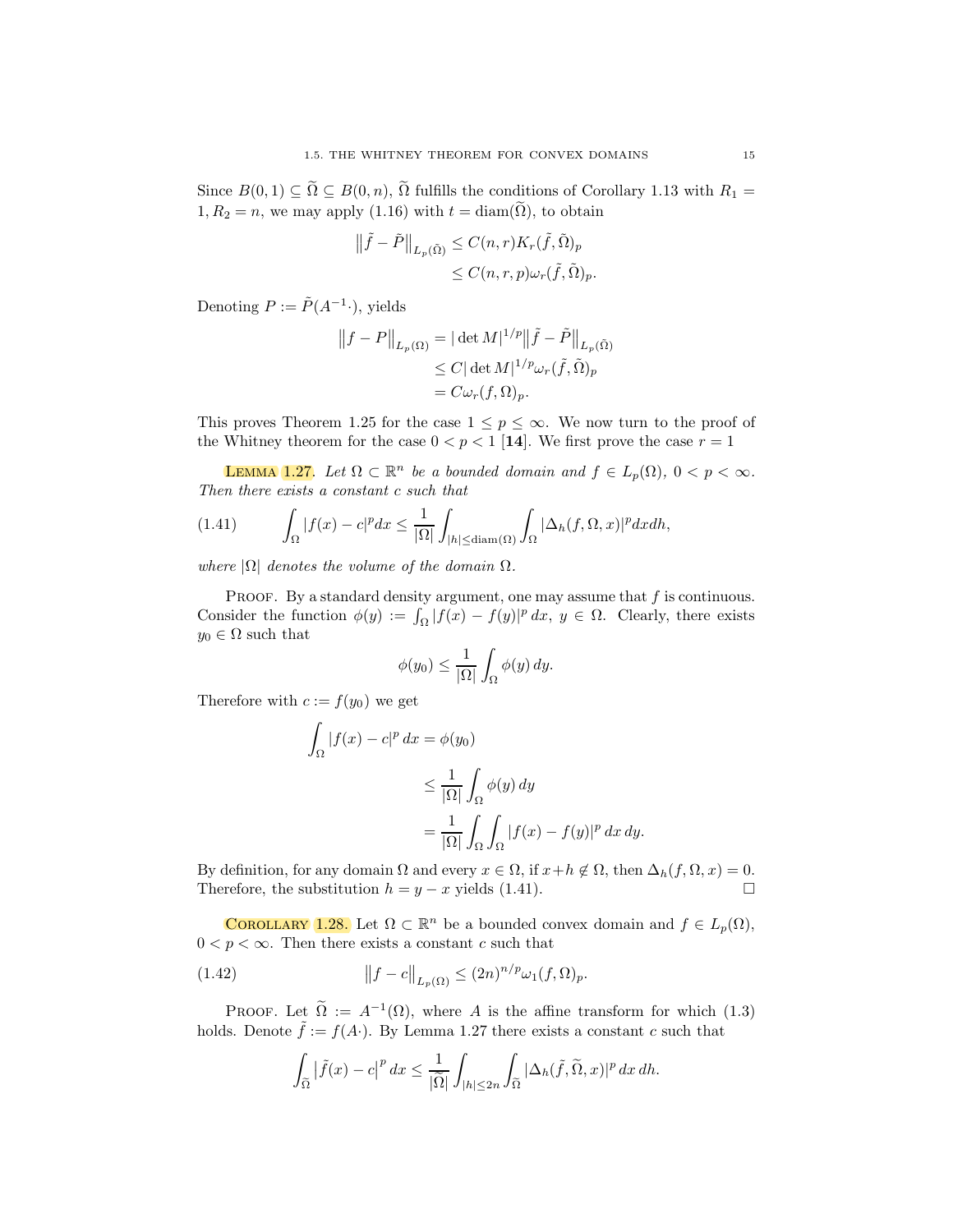Since $B(0,1) \subseteq \widetilde{\Omega} \subseteq B(0,n)$, $\widetilde{\Omega}$ fulfills the conditions of Corollary 1.13 with $R_1 = 1, R_2 = n$, we may apply (1.16) with $t = \operatorname{diam}(\widetilde{\Omega})$, to obtain

$$\begin{aligned}\left\|\tilde{f} - \tilde{P}\right\|_{L_p(\tilde{\Omega})} &\leq C(n,r) K_r(\tilde{f}, \tilde{\Omega})_p \\ &\leq C(n,r,p)\omega_r(\tilde{f}, \tilde{\Omega})_p.\end{aligned}$$

Denoting $P := \tilde{P}(A^{-1}\cdot)$, yields

$$\begin{aligned}\left\|f - P\right\|_{L_p(\Omega)} &= |\det M|^{1/p} \left\|\tilde{f} - \tilde{P}\right\|_{L_p(\tilde{\Omega})} \\ &\leq C |\det M|^{1/p} \omega_r(\tilde{f}, \tilde{\Omega})_p \\ &= C\omega_r(f, \Omega)_p.\end{aligned}$$

This proves Theorem 1.25 for the case $1 \leq p \leq \infty$. We now turn to the proof of the Whitney theorem for the case $0 < p < 1$ [**14**]. We first prove the case $r = 1$

Lemma 1.27. *Let $\Omega \subset \mathbb{R}^n$ be a bounded domain and $f \in L_p(\Omega)$, $0 < p < \infty$. Then there exists a constant $c$ such that*

$$\int_\Omega |f(x) - c|^p dx \leq \frac{1}{|\Omega|} \int_{|h| \leq \operatorname{diam}(\Omega)} \int_\Omega |\Delta_h(f, \Omega, x)|^p dx dh, \tag{1.41}$$

*where $|\Omega|$ denotes the volume of the domain $\Omega$.*

Proof. By a standard density argument, one may assume that $f$ is continuous. Consider the function $\phi(y) := \int_\Omega |f(x) - f(y)|^p \, dx$, $y \in \Omega$. Clearly, there exists $y_0 \in \Omega$ such that

$$\phi(y_0) \leq \frac{1}{|\Omega|} \int_\Omega \phi(y) \, dy.$$

Therefore with $c := f(y_0)$ we get

$$\begin{aligned}\int_\Omega |f(x) - c|^p \, dx &= \phi(y_0) \\ &\leq \frac{1}{|\Omega|} \int_\Omega \phi(y) \, dy \\ &= \frac{1}{|\Omega|} \int_\Omega \int_\Omega |f(x) - f(y)|^p \, dx \, dy.\end{aligned}$$

By definition, for any domain $\Omega$ and every $x \in \Omega$, if $x + h \notin \Omega$, then $\Delta_h(f, \Omega, x) = 0$. Therefore, the substitution $h = y - x$ yields (1.41). $\square$

Corollary 1.28. Let $\Omega \subset \mathbb{R}^n$ be a bounded convex domain and $f \in L_p(\Omega)$, $0 < p < \infty$. Then there exists a constant $c$ such that

$$\left\|f - c\right\|_{L_p(\Omega)} \leq (2n)^{n/p} \omega_1(f, \Omega)_p. \tag{1.42}$$

Proof. Let $\widetilde{\Omega} := A^{-1}(\Omega)$, where $A$ is the affine transform for which (1.3) holds. Denote $\tilde{f} := f(A\cdot)$. By Lemma 1.27 there exists a constant $c$ such that

$$\int_{\widetilde{\Omega}} \left|\tilde{f}(x) - c\right|^p dx \leq \frac{1}{|\widetilde{\Omega}|} \int_{|h| \leq 2n} \int_{\widetilde{\Omega}} |\Delta_h(\tilde{f}, \widetilde{\Omega}, x)|^p \, dx \, dh.$$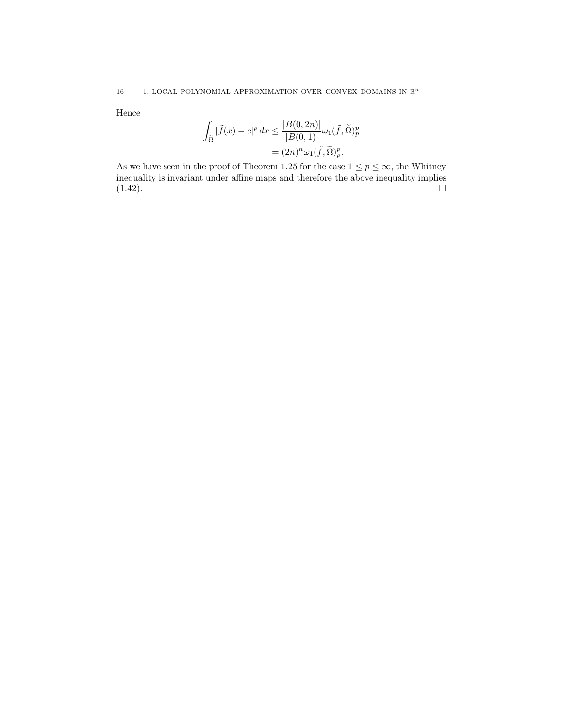Hence

$$\int_{\tilde{\Omega}} |\tilde{f}(x) - c|^p \, dx \le \frac{|B(0, 2n)|}{|B(0, 1)|} \omega_1(\tilde{f}, \widetilde{\Omega})_p^p$$
$$= (2n)^n \omega_1(\tilde{f}, \widetilde{\Omega})_p^p.$$

As we have seen in the proof of Theorem 1.25 for the case $1 \le p \le \infty$, the Whitney inequality is invariant under affine maps and therefore the above inequality implies (1.42). $\square$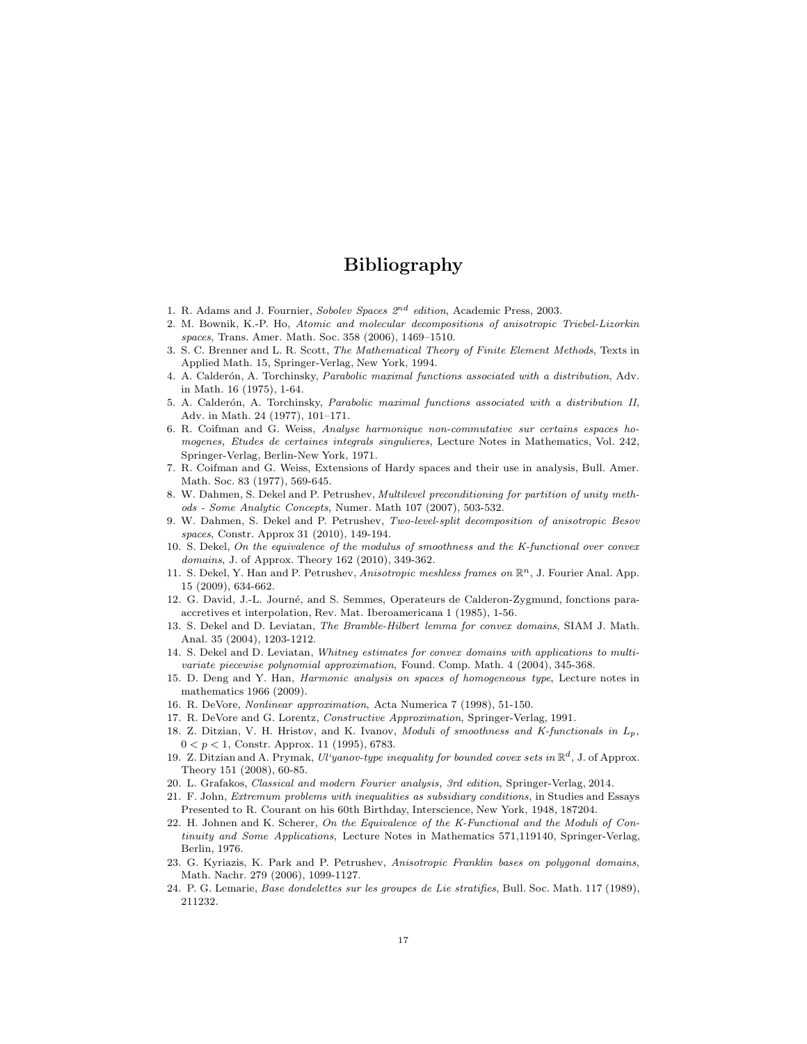# Bibliography

1. R. Adams and J. Fournier, *Sobolev Spaces 2$^{nd}$ edition*, Academic Press, 2003.
2. M. Bownik, K.-P. Ho, *Atomic and molecular decompositions of anisotropic Triebel-Lizorkin spaces*, Trans. Amer. Math. Soc. 358 (2006), 1469–1510.
3. S. C. Brenner and L. R. Scott, *The Mathematical Theory of Finite Element Methods*, Texts in Applied Math. 15, Springer-Verlag, New York, 1994.
4. A. Calderón, A. Torchinsky, *Parabolic maximal functions associated with a distribution*, Adv. in Math. 16 (1975), 1-64.
5. A. Calderón, A. Torchinsky, *Parabolic maximal functions associated with a distribution II*, Adv. in Math. 24 (1977), 101–171.
6. R. Coifman and G. Weiss, *Analyse harmonique non-commutative sur certains espaces homogenes, Etudes de certaines integrals singulieres*, Lecture Notes in Mathematics, Vol. 242, Springer-Verlag, Berlin-New York, 1971.
7. R. Coifman and G. Weiss, Extensions of Hardy spaces and their use in analysis, Bull. Amer. Math. Soc. 83 (1977), 569-645.
8. W. Dahmen, S. Dekel and P. Petrushev, *Multilevel preconditioning for partition of unity methods - Some Analytic Concepts*, Numer. Math 107 (2007), 503-532.
9. W. Dahmen, S. Dekel and P. Petrushev, *Two-level-split decomposition of anisotropic Besov spaces*, Constr. Approx 31 (2010), 149-194.
10. S. Dekel, *On the equivalence of the modulus of smoothness and the K-functional over convex domains*, J. of Approx. Theory 162 (2010), 349-362.
11. S. Dekel, Y. Han and P. Petrushev, *Anisotropic meshless frames on* $\mathbb{R}^n$, J. Fourier Anal. App. 15 (2009), 634-662.
12. G. David, J.-L. Journé, and S. Semmes, Operateurs de Calderon-Zygmund, fonctions para-accretives et interpolation, Rev. Mat. Iberoamericana 1 (1985), 1-56.
13. S. Dekel and D. Leviatan, *The Bramble-Hilbert lemma for convex domains*, SIAM J. Math. Anal. 35 (2004), 1203-1212.
14. S. Dekel and D. Leviatan, *Whitney estimates for convex domains with applications to multivariate piecewise polynomial approximation*, Found. Comp. Math. 4 (2004), 345-368.
15. D. Deng and Y. Han, *Harmonic analysis on spaces of homogeneous type*, Lecture notes in mathematics 1966 (2009).
16. R. DeVore, *Nonlinear approximation*, Acta Numerica 7 (1998), 51-150.
17. R. DeVore and G. Lorentz, *Constructive Approximation*, Springer-Verlag, 1991.
18. Z. Ditzian, V. H. Hristov, and K. Ivanov, *Moduli of smoothness and K-functionals in $L_p$, $0 < p < 1$*, Constr. Approx. 11 (1995), 6783.
19. Z. Ditzian and A. Prymak, *Ul'yanov-type inequality for bounded covex sets in* $\mathbb{R}^d$, J. of Approx. Theory 151 (2008), 60-85.
20. L. Grafakos, *Classical and modern Fourier analysis, 3rd edition*, Springer-Verlag, 2014.
21. F. John, *Extremum problems with inequalities as subsidiary conditions*, in Studies and Essays Presented to R. Courant on his 60th Birthday, Interscience, New York, 1948, 187204.
22. H. Johnen and K. Scherer, *On the Equivalence of the K-Functional and the Moduli of Continuity and Some Applications*, Lecture Notes in Mathematics 571,119140, Springer-Verlag, Berlin, 1976.
23. G. Kyriazis, K. Park and P. Petrushev, *Anisotropic Franklin bases on polygonal domains*, Math. Nachr. 279 (2006), 1099-1127.
24. P. G. Lemarie, *Base dondelettes sur les groupes de Lie stratifies*, Bull. Soc. Math. 117 (1989), 211232.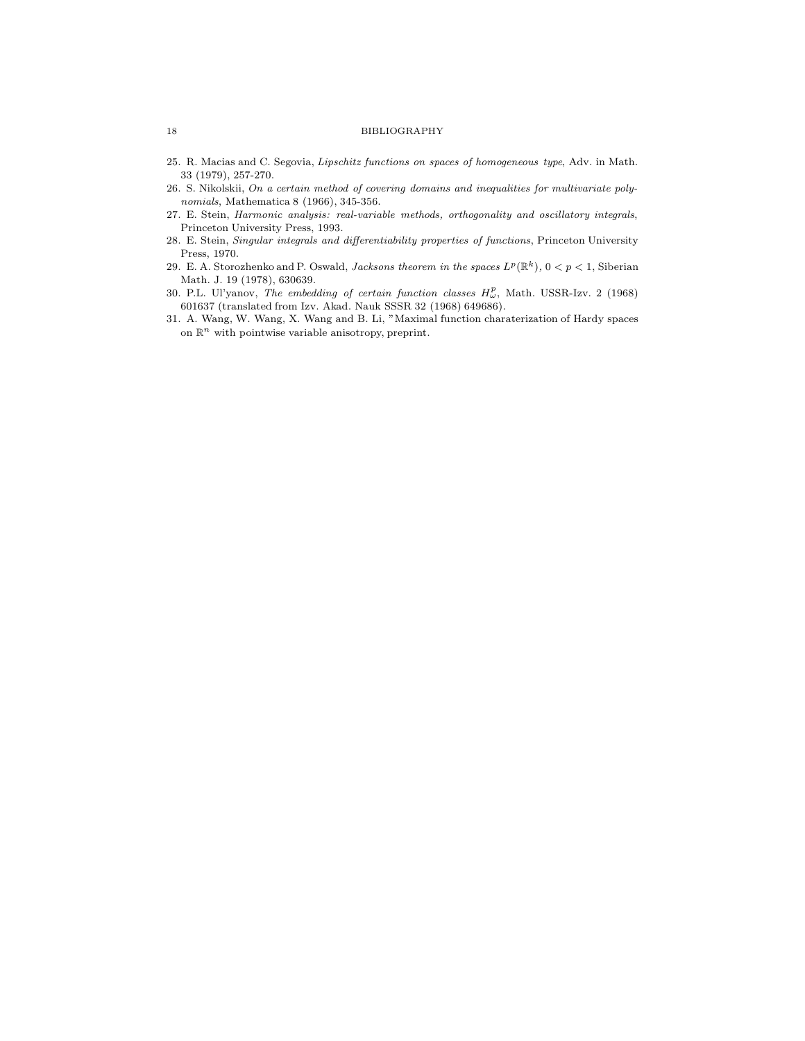25. R. Macias and C. Segovia, *Lipschitz functions on spaces of homogeneous type*, Adv. in Math. 33 (1979), 257-270.
26. S. Nikolskii, *On a certain method of covering domains and inequalities for multivariate polynomials*, Mathematica 8 (1966), 345-356.
27. E. Stein, *Harmonic analysis: real-variable methods, orthogonality and oscillatory integrals*, Princeton University Press, 1993.
28. E. Stein, *Singular integrals and differentiability properties of functions*, Princeton University Press, 1970.
29. E. A. Storozhenko and P. Oswald, *Jacksons theorem in the spaces $L^p(\mathbb{R}^k)$, $0 < p < 1$*, Siberian Math. J. 19 (1978), 630639.
30. P.L. Ul'yanov, *The embedding of certain function classes $H^p_\omega$*, Math. USSR-Izv. 2 (1968) 601637 (translated from Izv. Akad. Nauk SSSR 32 (1968) 649686).
31. A. Wang, W. Wang, X. Wang and B. Li, "Maximal function charaterization of Hardy spaces on $\mathbb{R}^n$ with pointwise variable anisotropy, preprint.